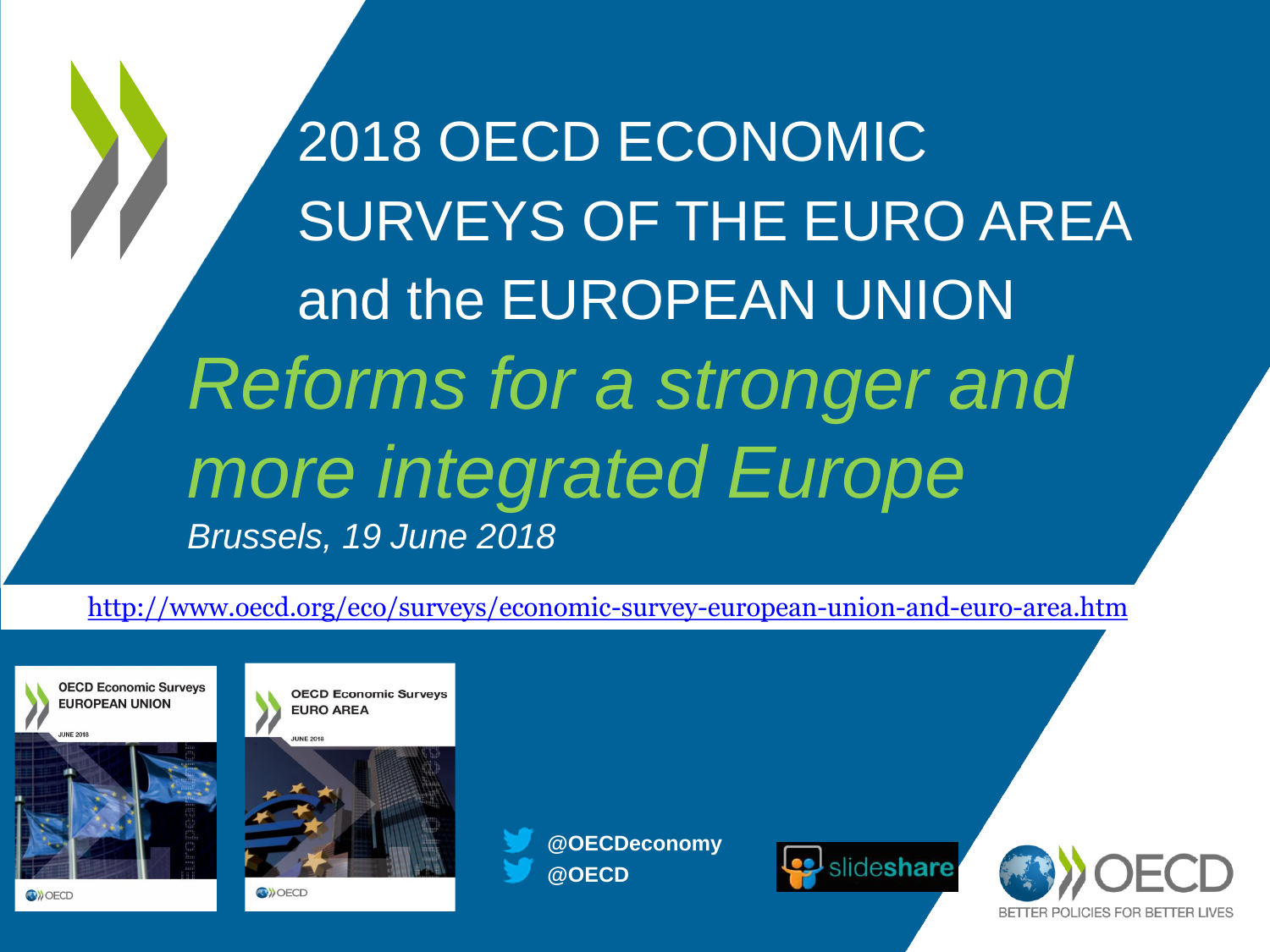# 2018 OECD ECONOMIC SURVEYS OF THE EURO AREA and the EUROPEAN UNION

## *Reforms for a stronger and more integrated Europe*

*Brussels, 19 June 2018*

http://www.oecd.org/eco/surveys/economic-survey-european-union-and-euro-area.htm

OECD Economic Surveys
EUROPEAN UNION
JUNE 2018

OECD Economic Surveys
EURO AREA
JUNE 2018

@OECDeconomy
@OECD

slideshare

OECD
BETTER POLICIES FOR BETTER LIVES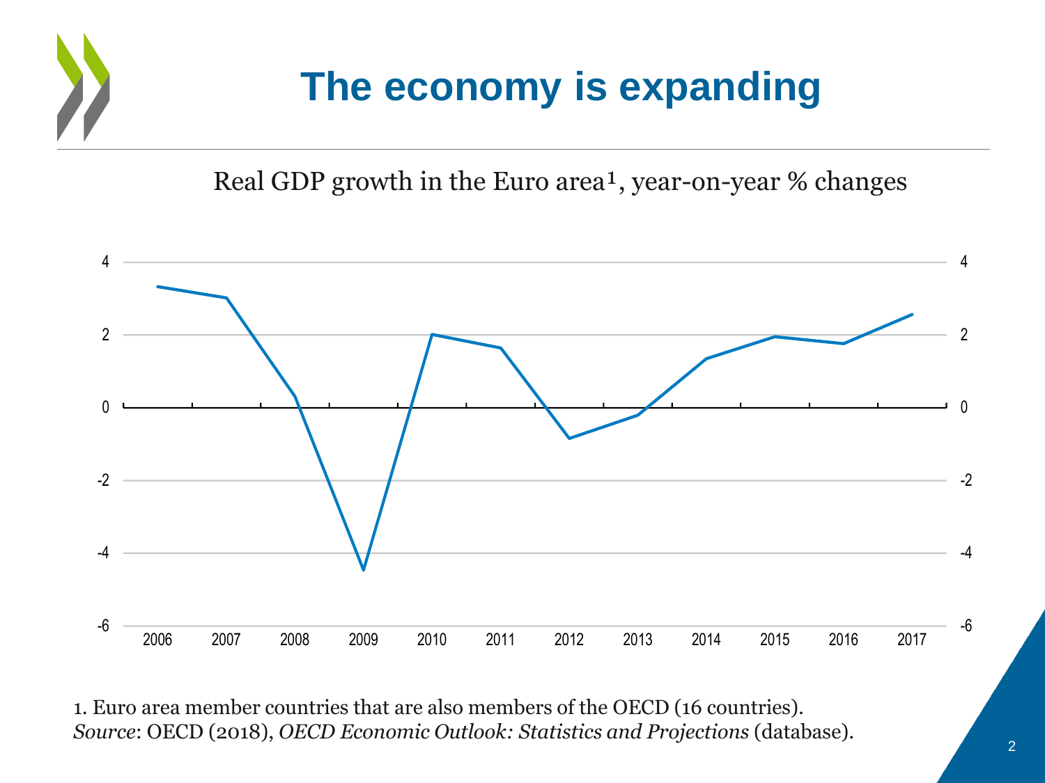# The economy is expanding

Real GDP growth in the Euro area[1], year-on-year % changes

1. Euro area member countries that are also members of the OECD (16 countries).
*Source*: OECD (2018), *OECD Economic Outlook: Statistics and Projections* (database).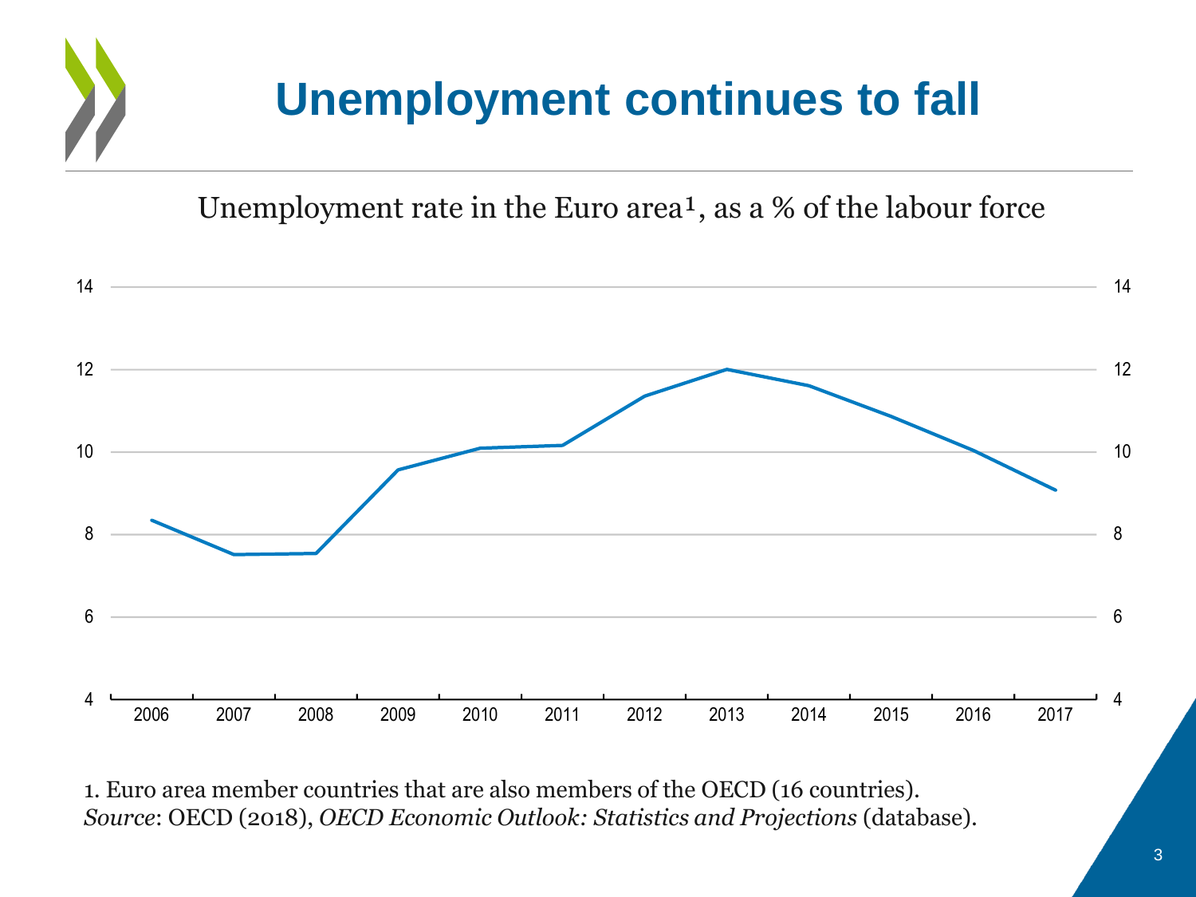# Unemployment continues to fall

Unemployment rate in the Euro area[1], as a % of the labour force

1. Euro area member countries that are also members of the OECD (16 countries).
*Source*: OECD (2018), *OECD Economic Outlook: Statistics and Projections* (database).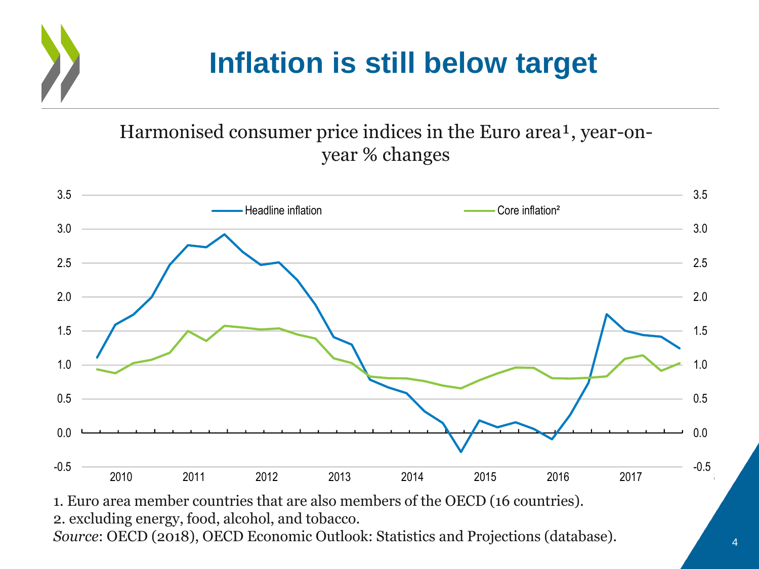# Inflation is still below target

Harmonised consumer price indices in the Euro area[1], year-on-year % changes

1. Euro area member countries that are also members of the OECD (16 countries).
2. excluding energy, food, alcohol, and tobacco.

*Source*: OECD (2018), OECD Economic Outlook: Statistics and Projections (database).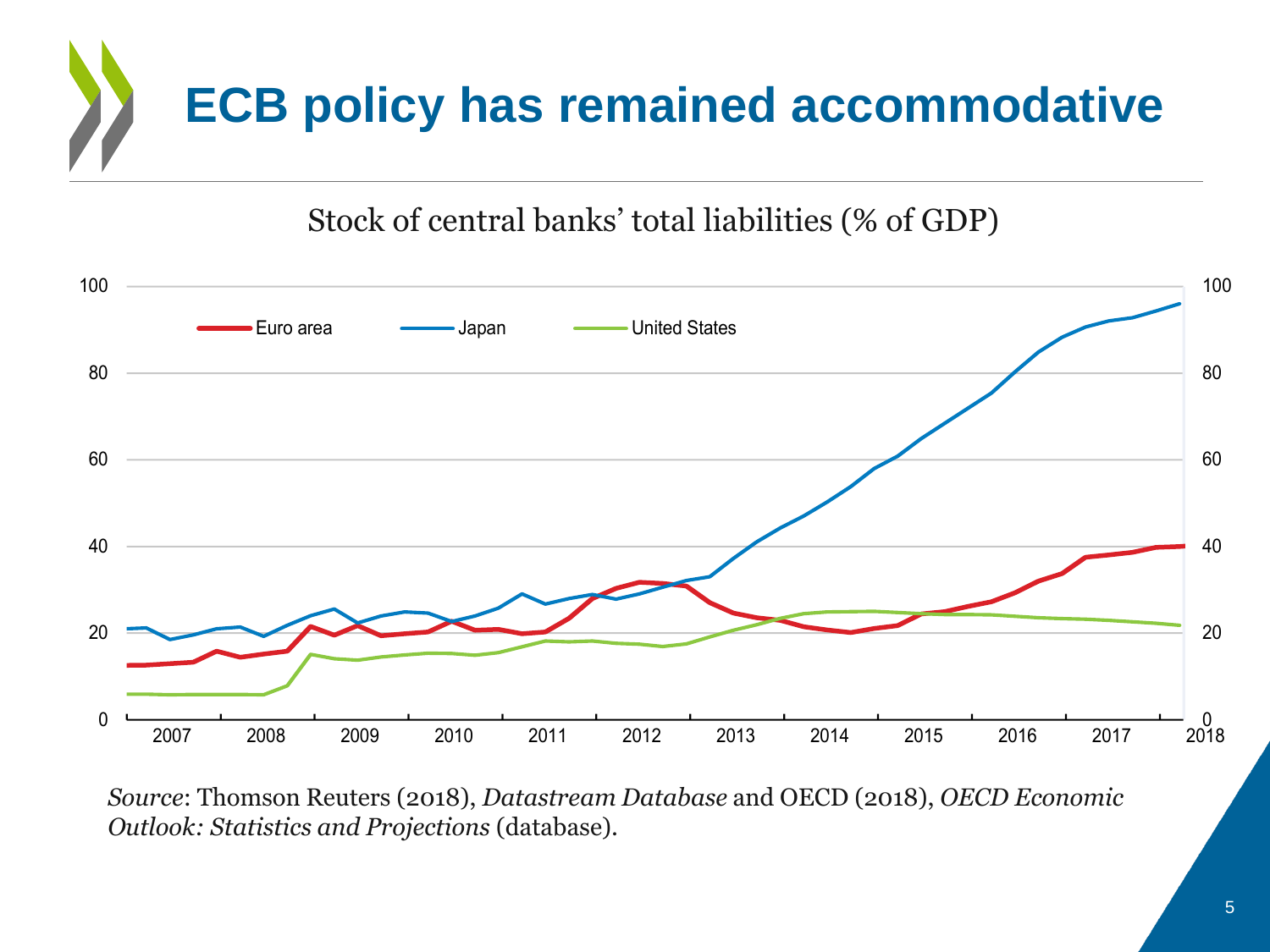# ECB policy has remained accommodative

Stock of central banks' total liabilities (% of GDP)

*Source*: Thomson Reuters (2018), *Datastream Database* and OECD (2018), *OECD Economic Outlook: Statistics and Projections* (database).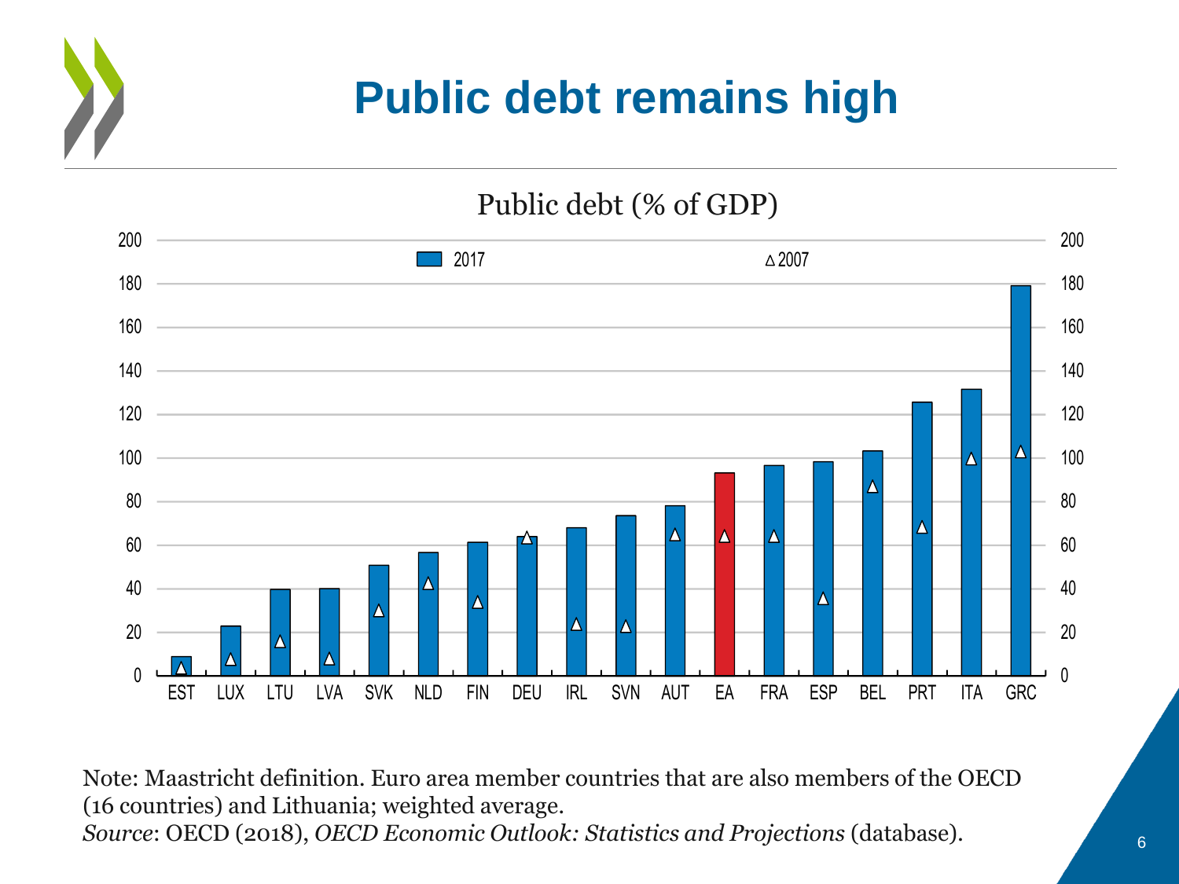# Public debt remains high

Public debt (% of GDP)

Note: Maastricht definition. Euro area member countries that are also members of the OECD (16 countries) and Lithuania; weighted average.
*Source*: OECD (2018), *OECD Economic Outlook: Statistics and Projections* (database).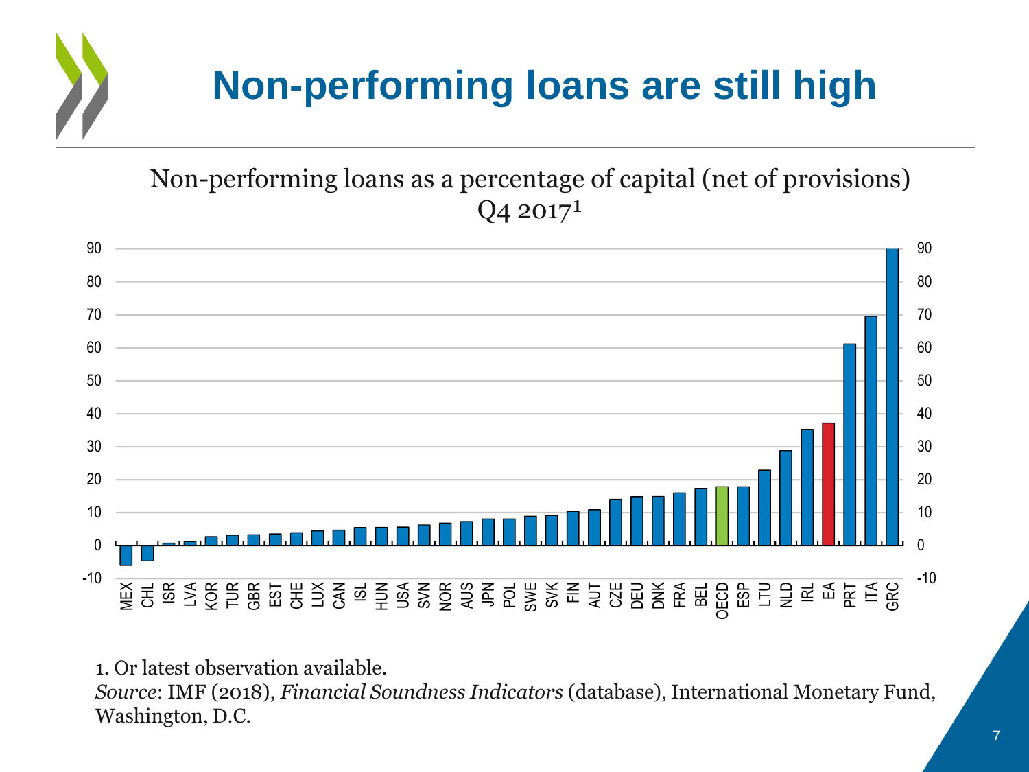# Non-performing loans are still high

Non-performing loans as a percentage of capital (net of provisions) Q4 2017[1]

1. Or latest observation available.

*Source*: IMF (2018), *Financial Soundness Indicators* (database), International Monetary Fund, Washington, D.C.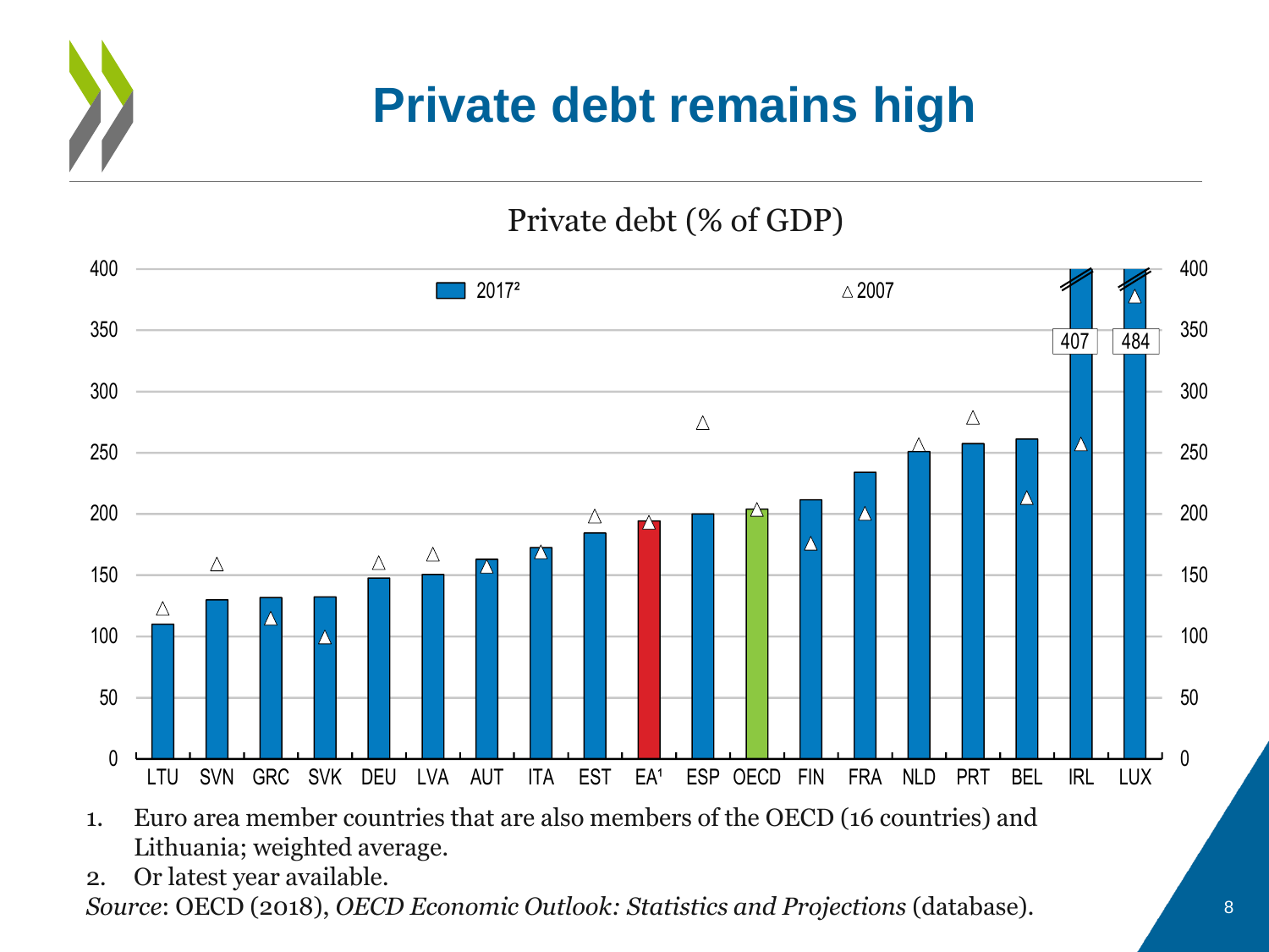# Private debt remains high

Private debt (% of GDP)

| | 2017[2] | 2007 |
|---|---|---|
| LTU | 110 | 123 |
| SVN | 130 | 159 |
| GRC | 132 | 115 |
| SVK | 133 | 100 |
| DEU | 148 | 160 |
| LVA | 151 | 167 |
| AUT | 163 | 157 |
| ITA | 173 | 169 |
| EST | 185 | 198 |
| EA[1] | 195 | 193 |
| ESP | 200 | 274 |
| OECD | 204 | 203 |
| FIN | 212 | 176 |
| FRA | 234 | 201 |
| NLD | 251 | 256 |
| PRT | 258 | 278 |
| BEL | 262 | 214 |
| IRL | 407 | 257 |
| LUX | 484 | 379 |

1. Euro area member countries that are also members of the OECD (16 countries) and Lithuania; weighted average.
2. Or latest year available.

*Source*: OECD (2018), *OECD Economic Outlook: Statistics and Projections* (database).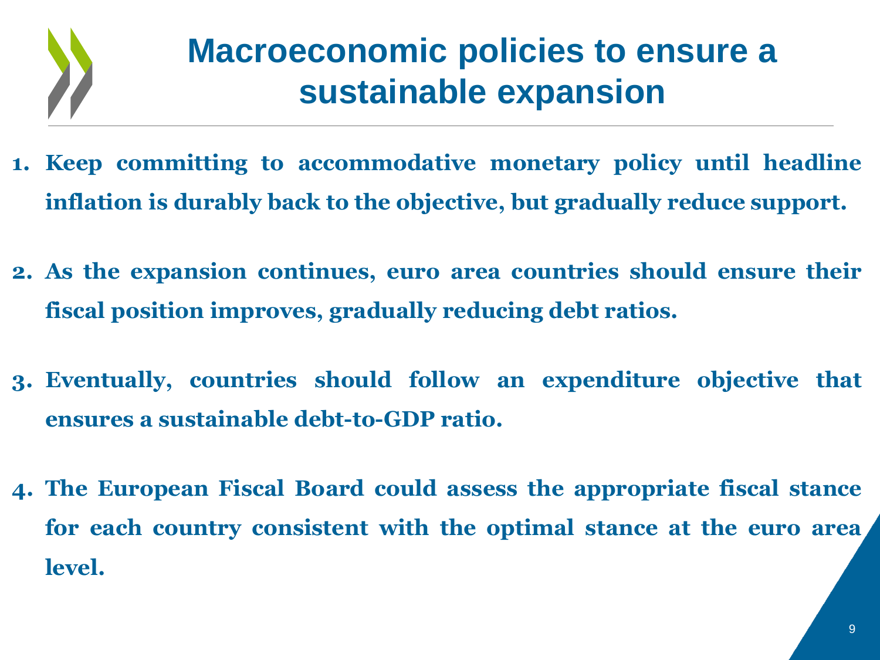# Macroeconomic policies to ensure a sustainable expansion

1. **Keep committing to accommodative monetary policy until headline inflation is durably back to the objective, but gradually reduce support.**

2. **As the expansion continues, euro area countries should ensure their fiscal position improves, gradually reducing debt ratios.**

3. **Eventually, countries should follow an expenditure objective that ensures a sustainable debt-to-GDP ratio.**

4. **The European Fiscal Board could assess the appropriate fiscal stance for each country consistent with the optimal stance at the euro area level.**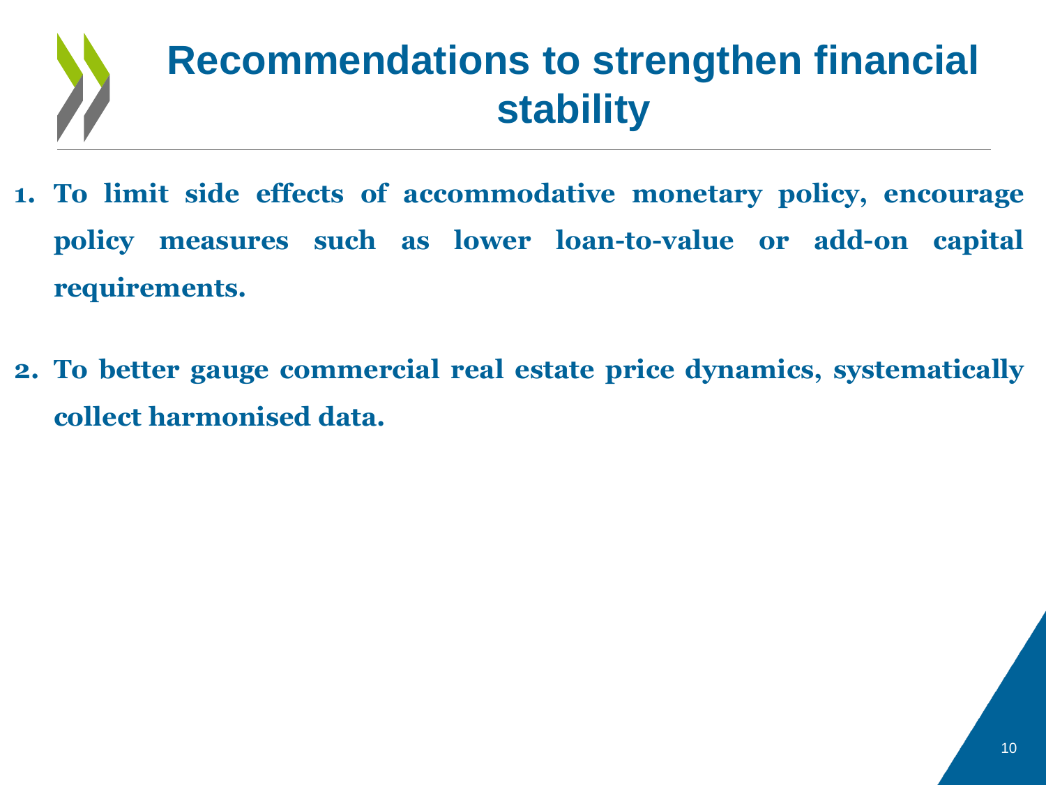# Recommendations to strengthen financial stability

1. **To limit side effects of accommodative monetary policy, encourage policy measures such as lower loan-to-value or add-on capital requirements.**

2. **To better gauge commercial real estate price dynamics, systematically collect harmonised data.**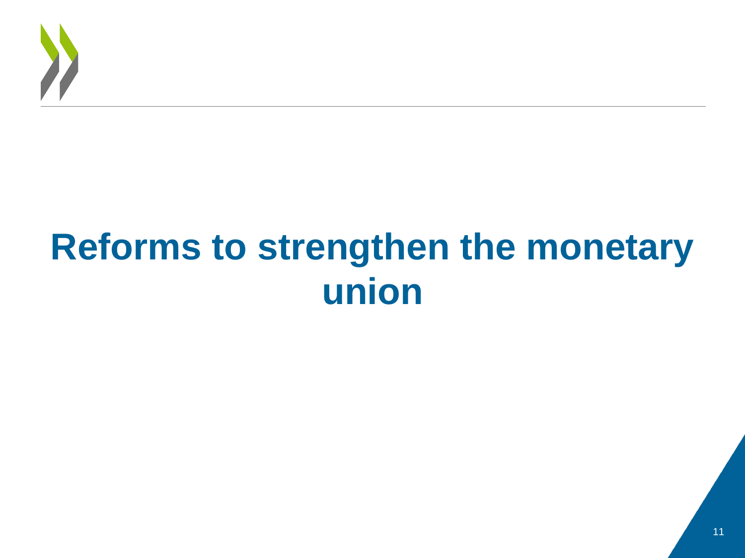# Reforms to strengthen the monetary union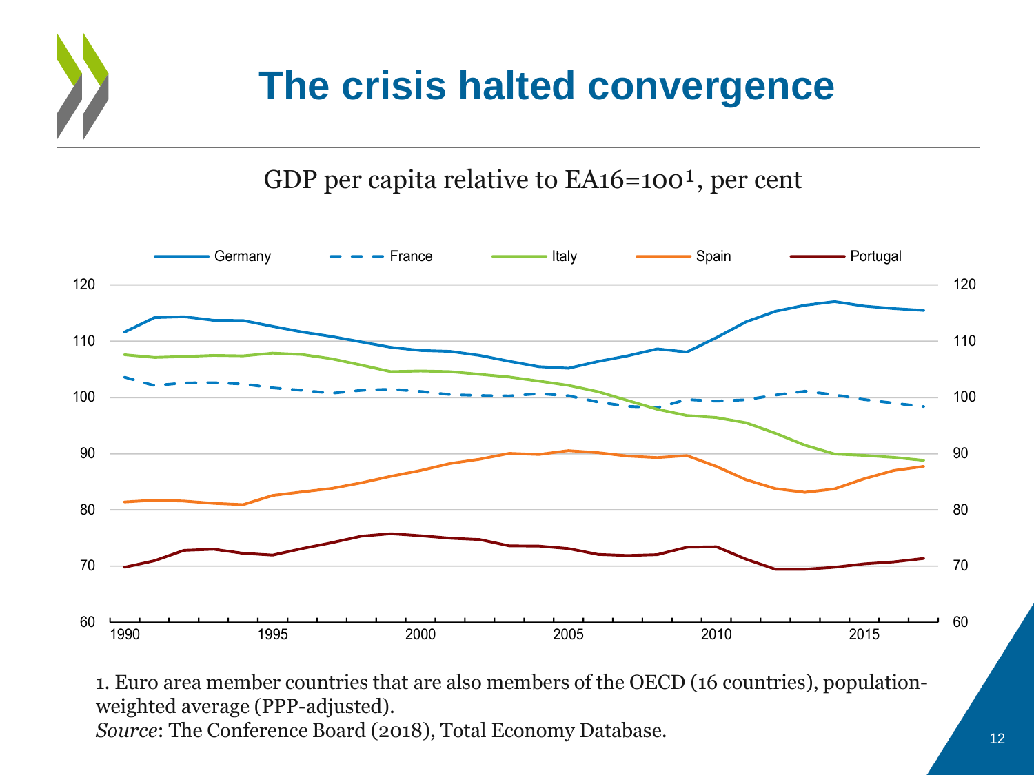# The crisis halted convergence

GDP per capita relative to EA16=100[1], per cent

1. Euro area member countries that are also members of the OECD (16 countries), population-weighted average (PPP-adjusted).

*Source*: The Conference Board (2018), Total Economy Database.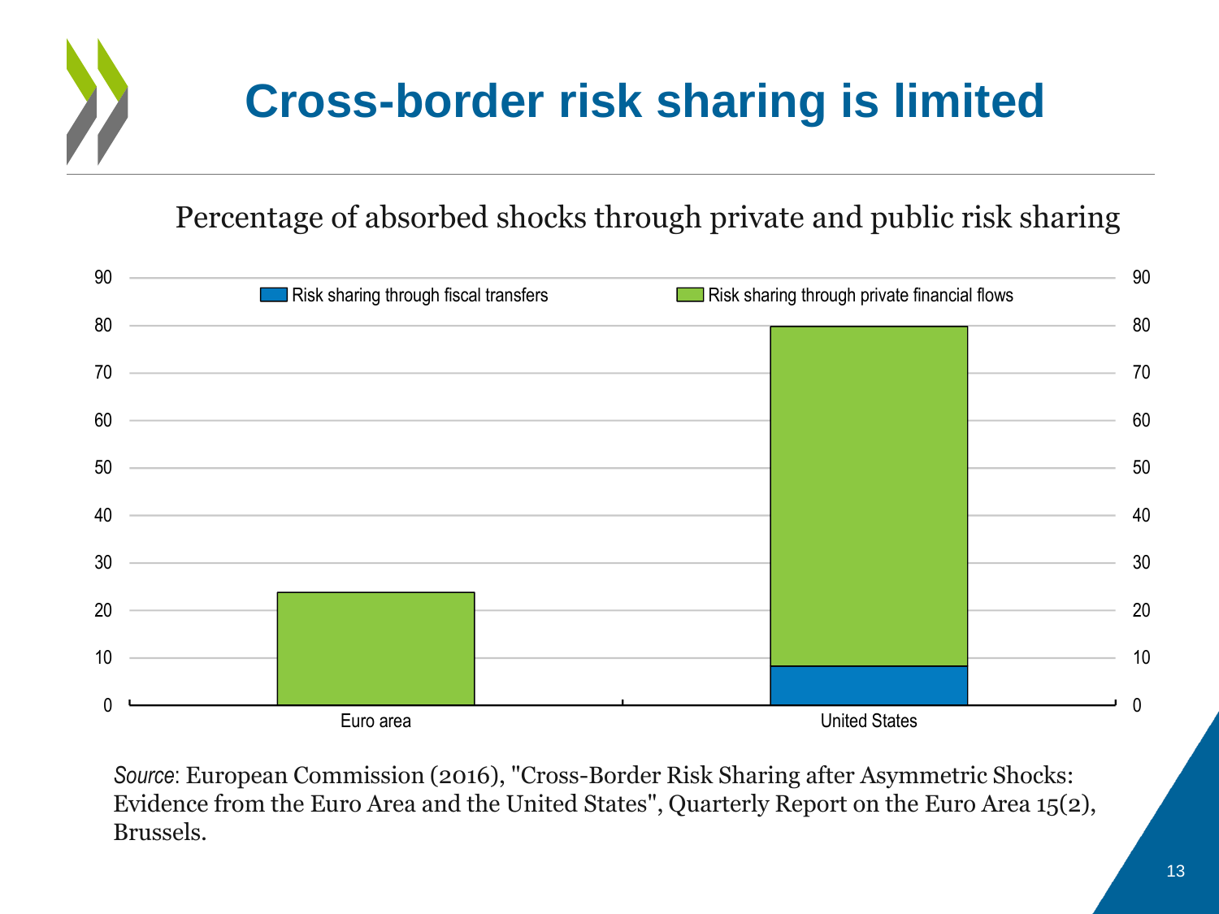# Cross-border risk sharing is limited

Percentage of absorbed shocks through private and public risk sharing

| | Risk sharing through fiscal transfers | Risk sharing through private financial flows |
|---|---|---|
| Euro area | 0 | 24 |
| United States | 8 | 72 |

*Source*: European Commission (2016), "Cross-Border Risk Sharing after Asymmetric Shocks: Evidence from the Euro Area and the United States", Quarterly Report on the Euro Area 15(2), Brussels.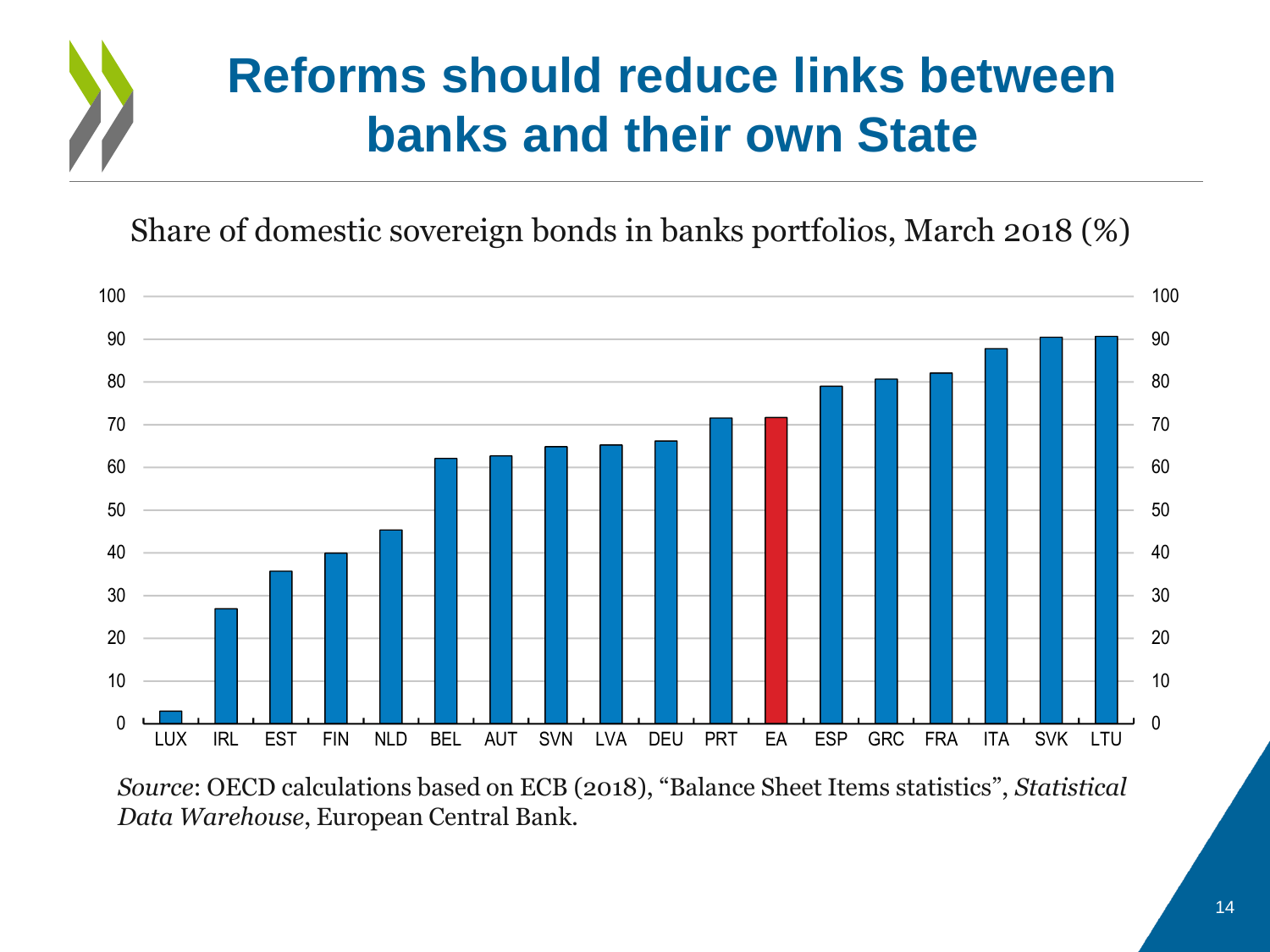# Reforms should reduce links between banks and their own State

Share of domestic sovereign bonds in banks portfolios, March 2018 (%)

| Country | Share (%) |
| --- | --- |
| LUX | 3 |
| IRL | 27 |
| EST | 36 |
| FIN | 40 |
| NLD | 45 |
| BEL | 62 |
| AUT | 63 |
| SVN | 65 |
| LVA | 65 |
| DEU | 66 |
| PRT | 72 |
| EA | 72 |
| ESP | 79 |
| GRC | 81 |
| FRA | 82 |
| ITA | 88 |
| SVK | 90 |
| LTU | 91 |

*Source*: OECD calculations based on ECB (2018), "Balance Sheet Items statistics", *Statistical Data Warehouse*, European Central Bank.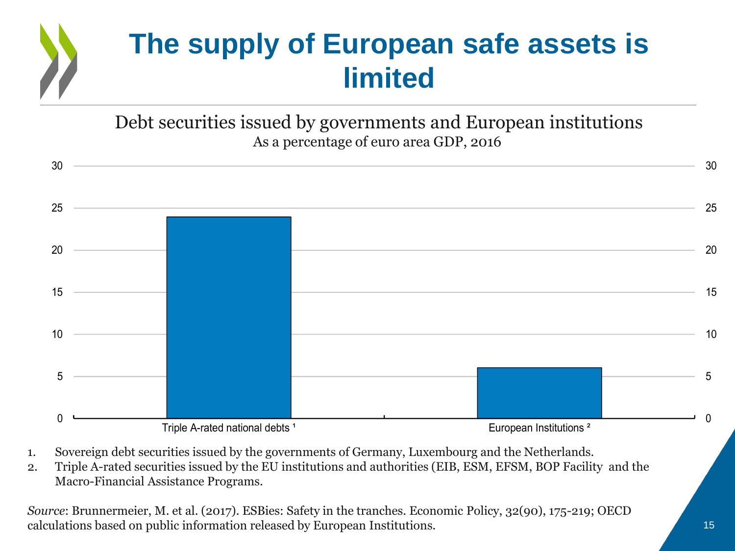# The supply of European safe assets is limited

Debt securities issued by governments and European institutions

As a percentage of euro area GDP, 2016

| | Value |
|---|---|
| Triple A-rated national debts [1] | 24 |
| European Institutions [2] | 6 |

1. Sovereign debt securities issued by the governments of Germany, Luxembourg and the Netherlands.
2. Triple A-rated securities issued by the EU institutions and authorities (EIB, ESM, EFSM, BOP Facility and the Macro-Financial Assistance Programs.

*Source*: Brunnermeier, M. et al. (2017). ESBies: Safety in the tranches. Economic Policy, 32(90), 175-219; OECD calculations based on public information released by European Institutions.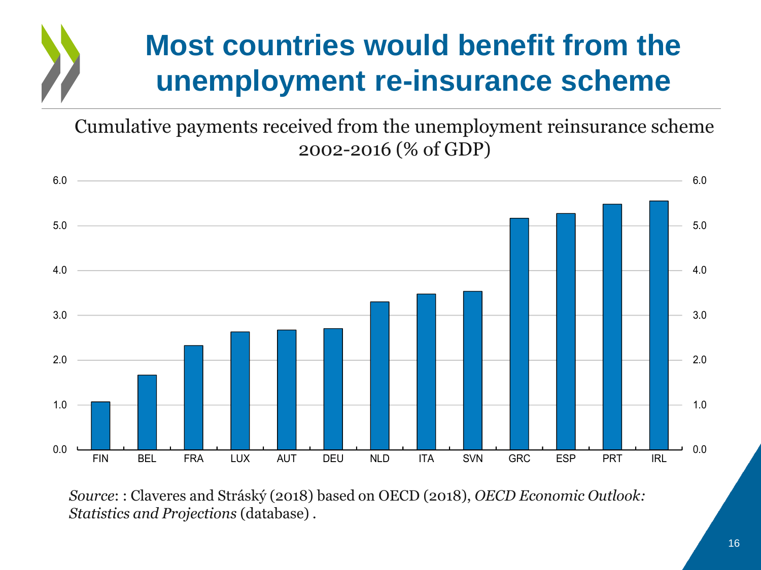# Most countries would benefit from the unemployment re-insurance scheme

Cumulative payments received from the unemployment reinsurance scheme 2002-2016 (% of GDP)

*Source*: : Claveres and Stráský (2018) based on OECD (2018), *OECD Economic Outlook: Statistics and Projections* (database) .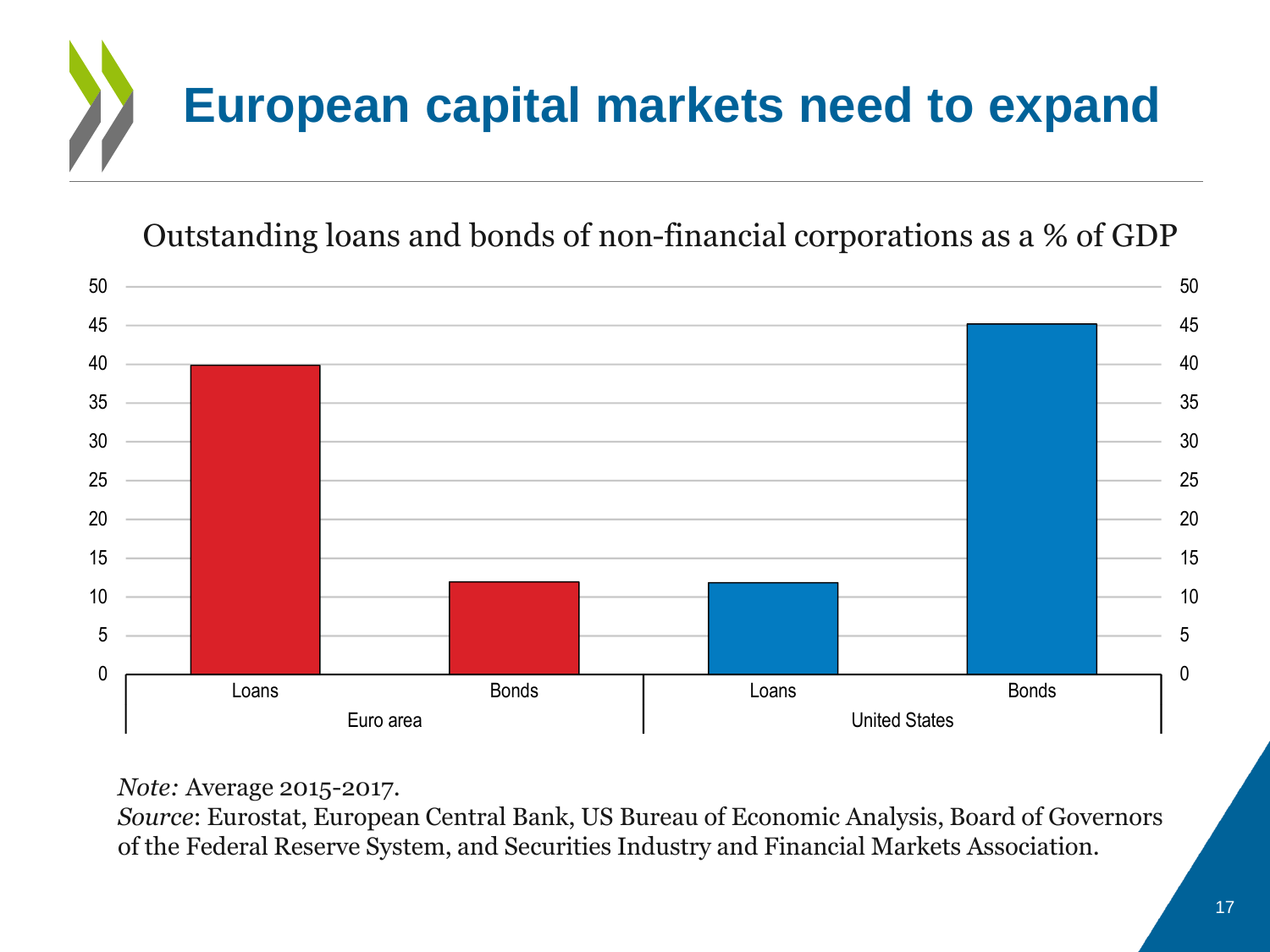# European capital markets need to expand

Outstanding loans and bonds of non-financial corporations as a % of GDP

| | Euro area | | United States | |
|---|---|---|---|---|
| | Loans | Bonds | Loans | Bonds |
| % of GDP | 40 | 12 | 12 | 45 |

*Note:* Average 2015-2017.
*Source*: Eurostat, European Central Bank, US Bureau of Economic Analysis, Board of Governors of the Federal Reserve System, and Securities Industry and Financial Markets Association.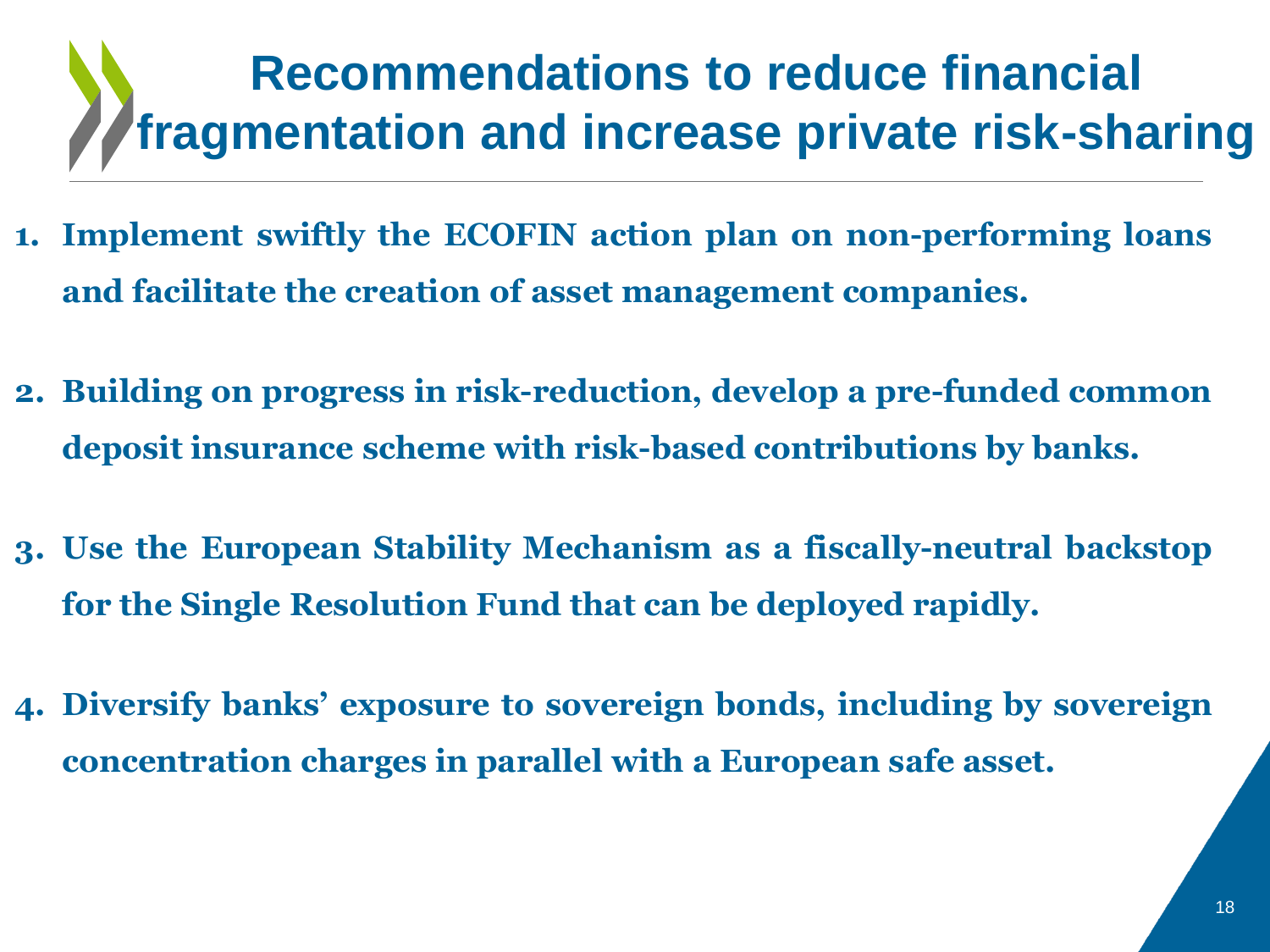# Recommendations to reduce financial fragmentation and increase private risk-sharing

1. **Implement swiftly the ECOFIN action plan on non-performing loans and facilitate the creation of asset management companies.**

2. **Building on progress in risk-reduction, develop a pre-funded common deposit insurance scheme with risk-based contributions by banks.**

3. **Use the European Stability Mechanism as a fiscally-neutral backstop for the Single Resolution Fund that can be deployed rapidly.**

4. **Diversify banks' exposure to sovereign bonds, including by sovereign concentration charges in parallel with a European safe asset.**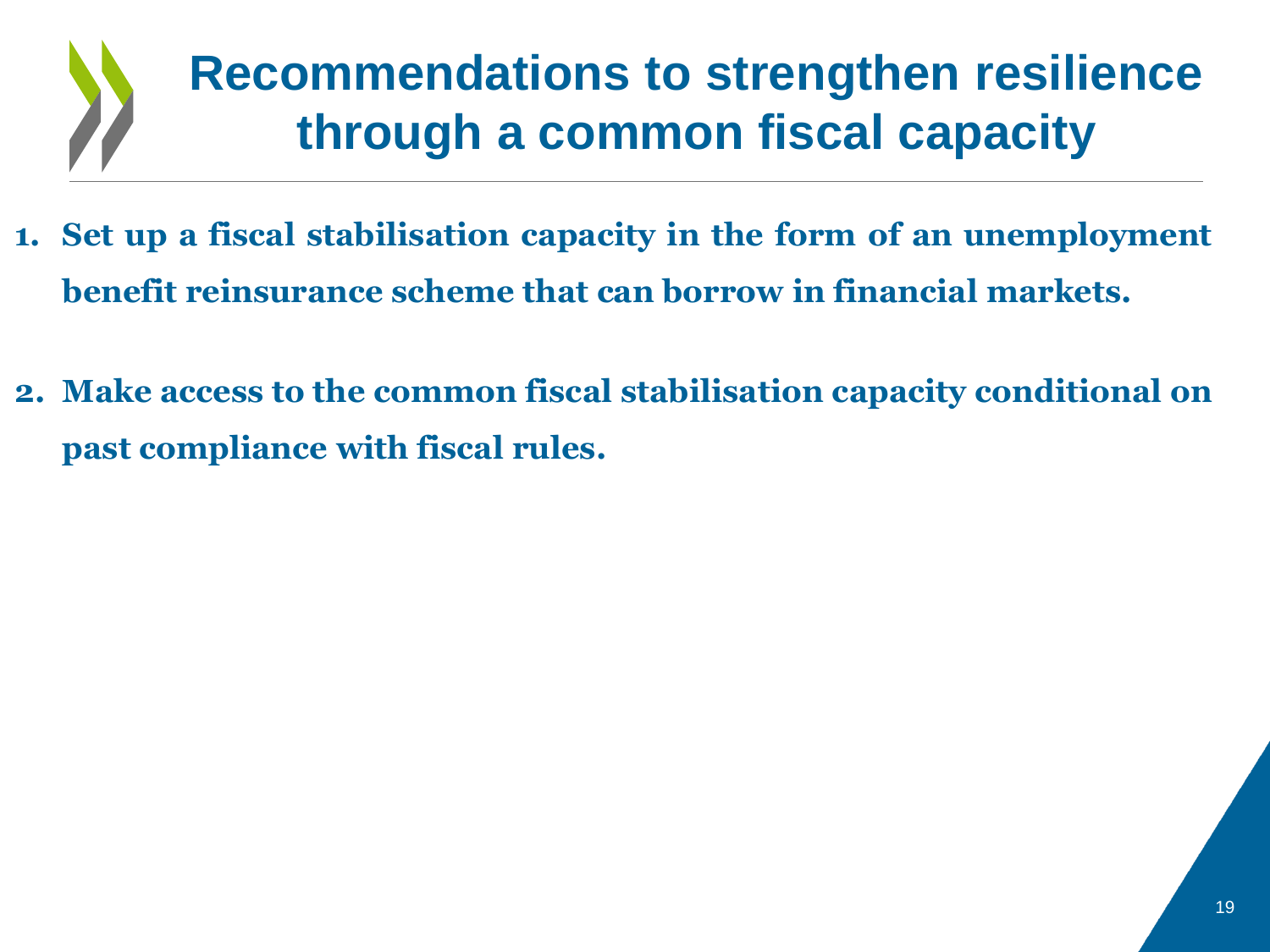# Recommendations to strengthen resilience through a common fiscal capacity

1. **Set up a fiscal stabilisation capacity in the form of an unemployment benefit reinsurance scheme that can borrow in financial markets.**

2. **Make access to the common fiscal stabilisation capacity conditional on past compliance with fiscal rules.**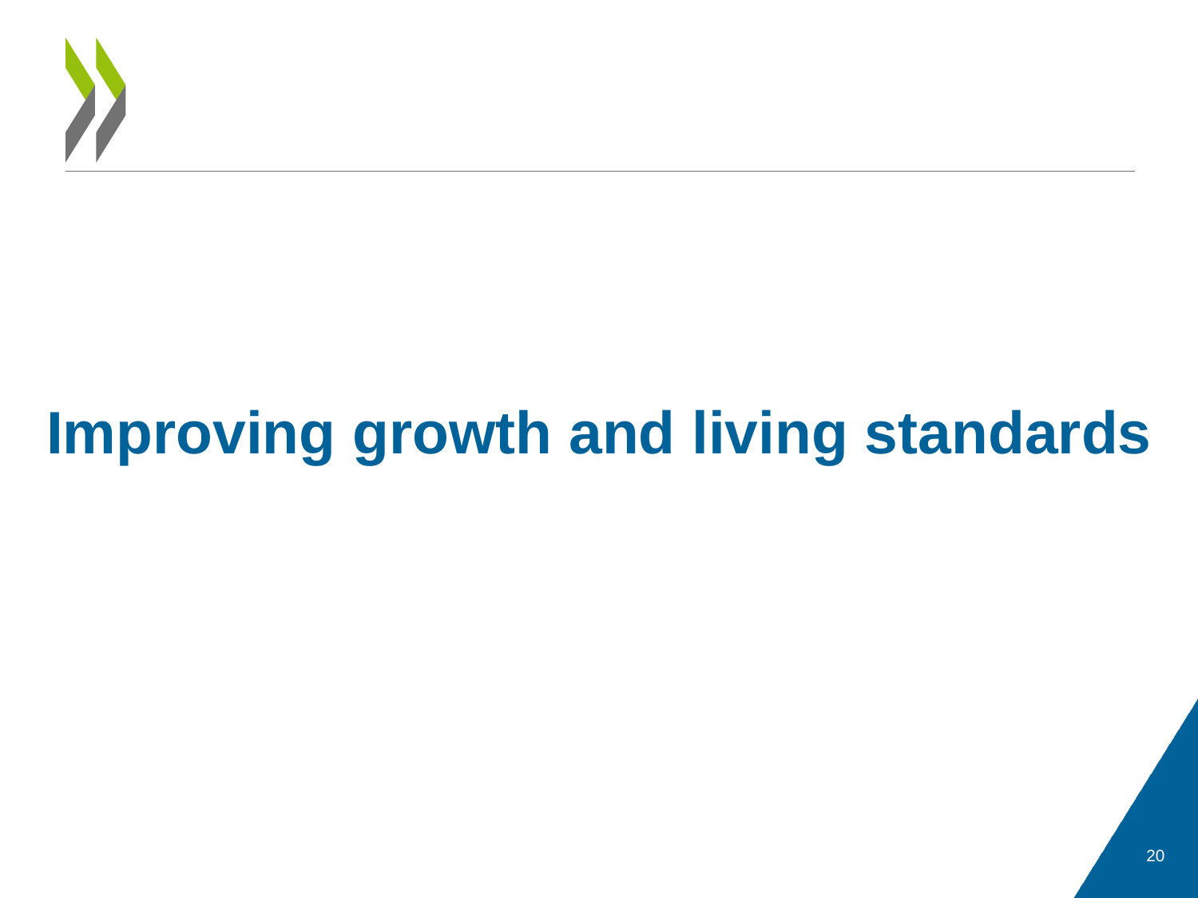# Improving growth and living standards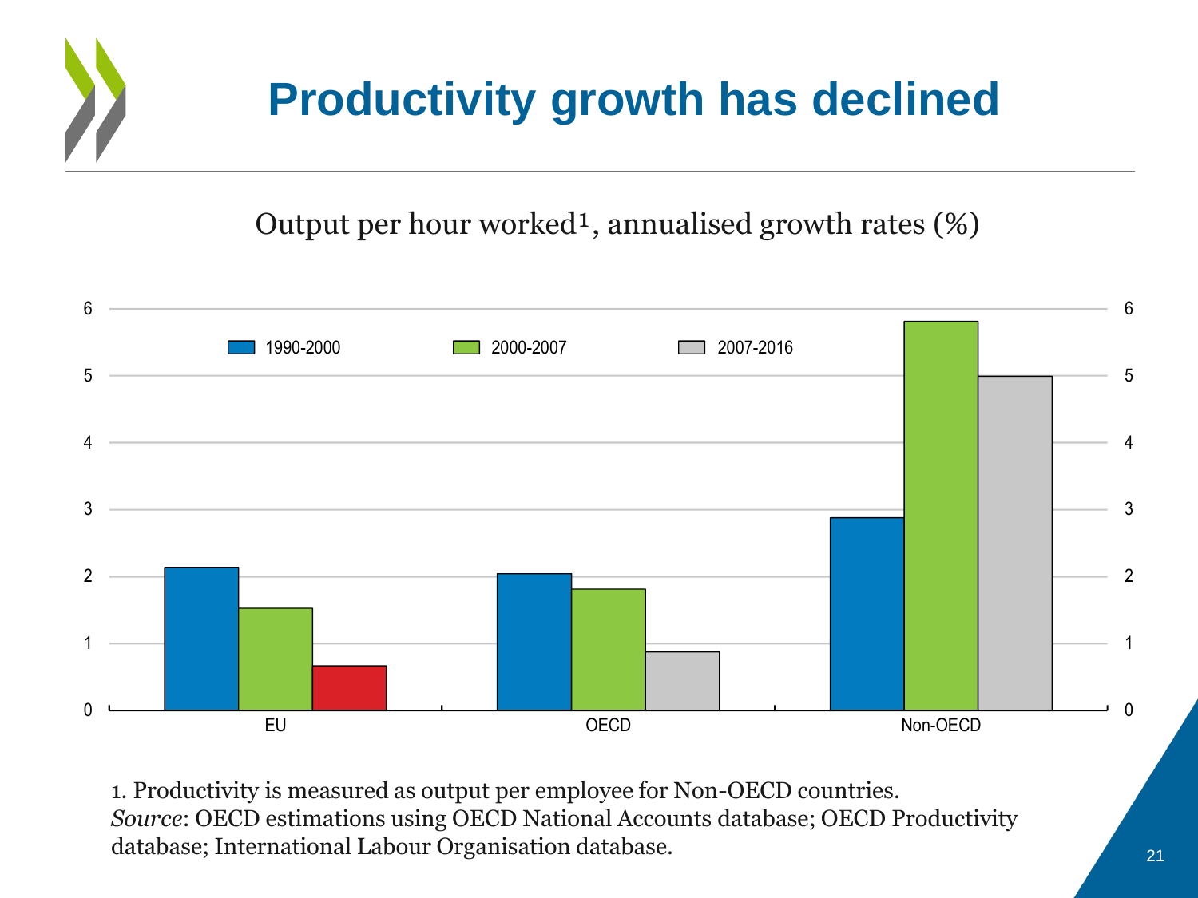# Productivity growth has declined

Output per hour worked[1], annualised growth rates (%)

| | 1990-2000 | 2000-2007 | 2007-2016 |
|---|---|---|---|
| EU | 2.1 | 1.5 | 0.7 |
| OECD | 2.0 | 1.8 | 0.9 |
| Non-OECD | 2.9 | 5.8 | 5.0 |

1. Productivity is measured as output per employee for Non-OECD countries.
*Source*: OECD estimations using OECD National Accounts database; OECD Productivity database; International Labour Organisation database.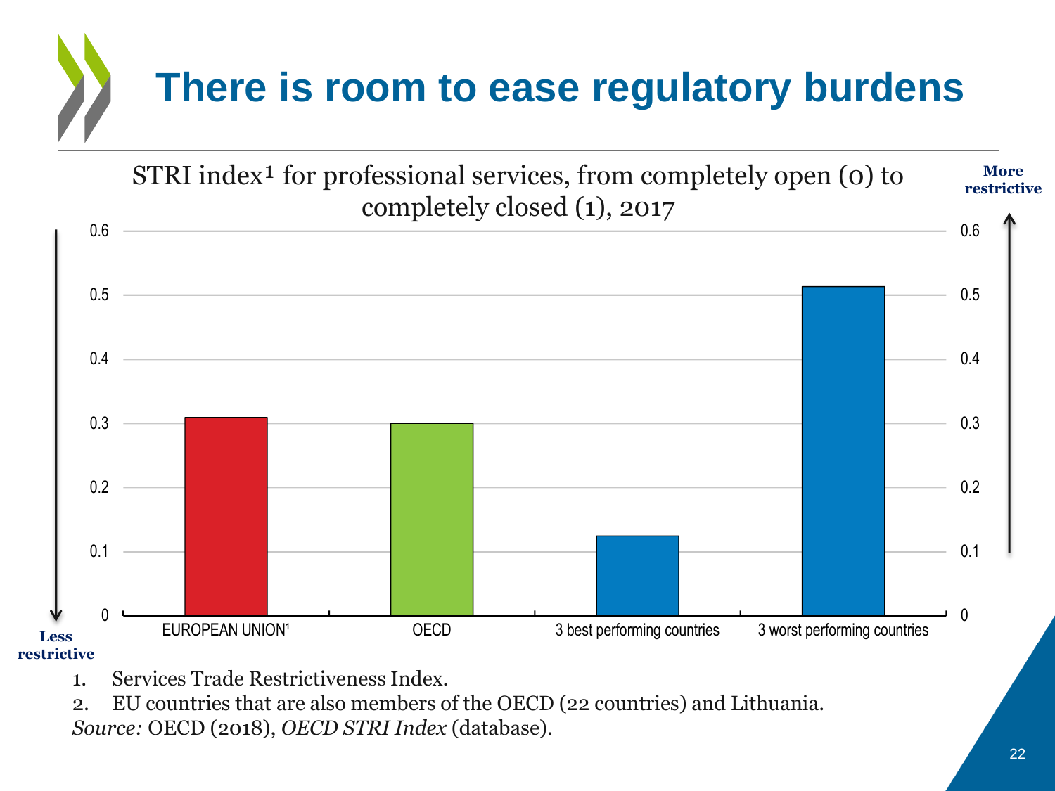# There is room to ease regulatory burdens

STRI index[1] for professional services, from completely open (0) to completely closed (1), 2017

| | Value (approx.) |
| --- | --- |
| EUROPEAN UNION[1] | 0.31 |
| OECD | 0.30 |
| 3 best performing countries | 0.12 |
| 3 worst performing countries | 0.51 |

Less restrictive / More restrictive

1. Services Trade Restrictiveness Index.
2. EU countries that are also members of the OECD (22 countries) and Lithuania.

*Source:* OECD (2018), *OECD STRI Index* (database).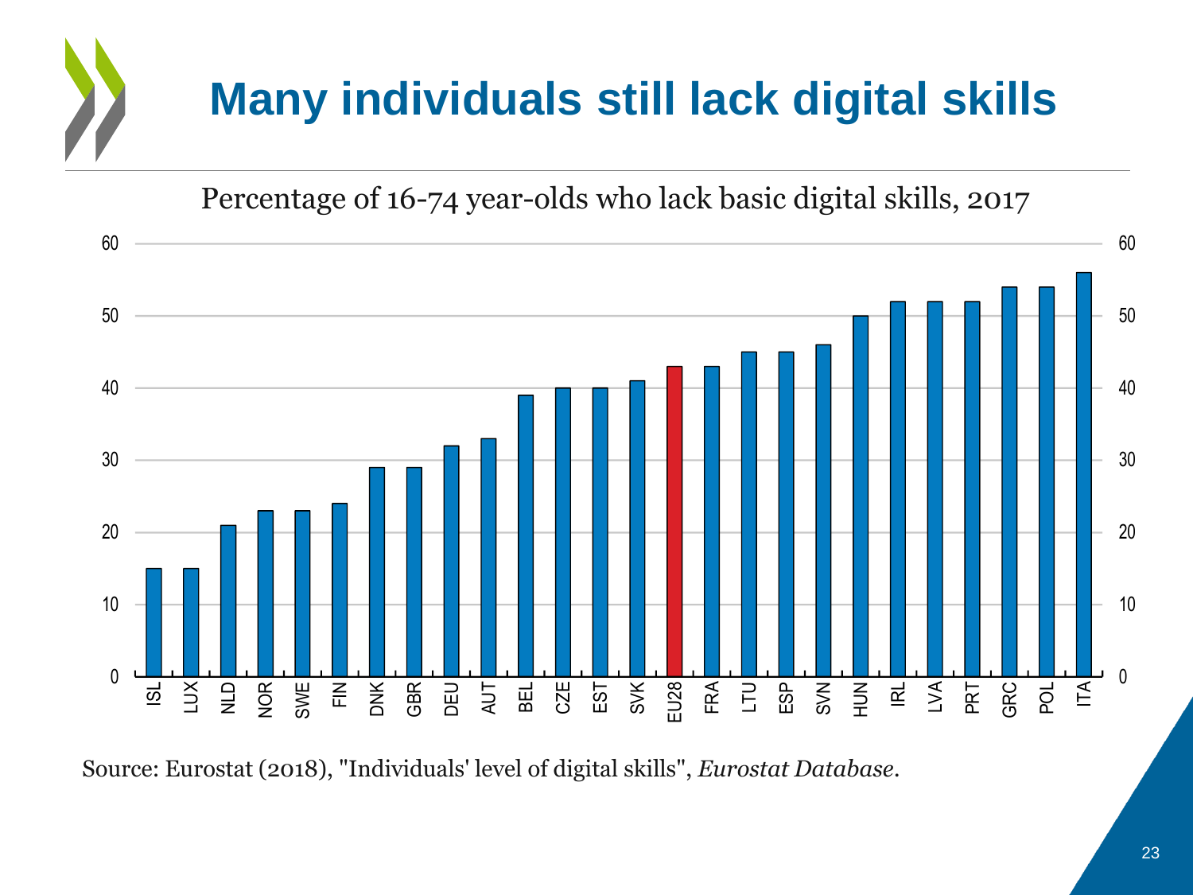# Many individuals still lack digital skills

Percentage of 16-74 year-olds who lack basic digital skills, 2017

| Country | % |
|---|---|
| ISL | 15 |
| LUX | 15 |
| NLD | 21 |
| NOR | 23 |
| SWE | 23 |
| FIN | 24 |
| DNK | 29 |
| GBR | 29 |
| DEU | 32 |
| AUT | 33 |
| BEL | 39 |
| CZE | 40 |
| EST | 40 |
| SVK | 41 |
| EU28 | 43 |
| FRA | 43 |
| LTU | 45 |
| ESP | 45 |
| SVN | 46 |
| HUN | 50 |
| IRL | 52 |
| LVA | 52 |
| PRT | 52 |
| GRC | 54 |
| POL | 54 |
| ITA | 56 |

Source: Eurostat (2018), "Individuals' level of digital skills", *Eurostat Database*.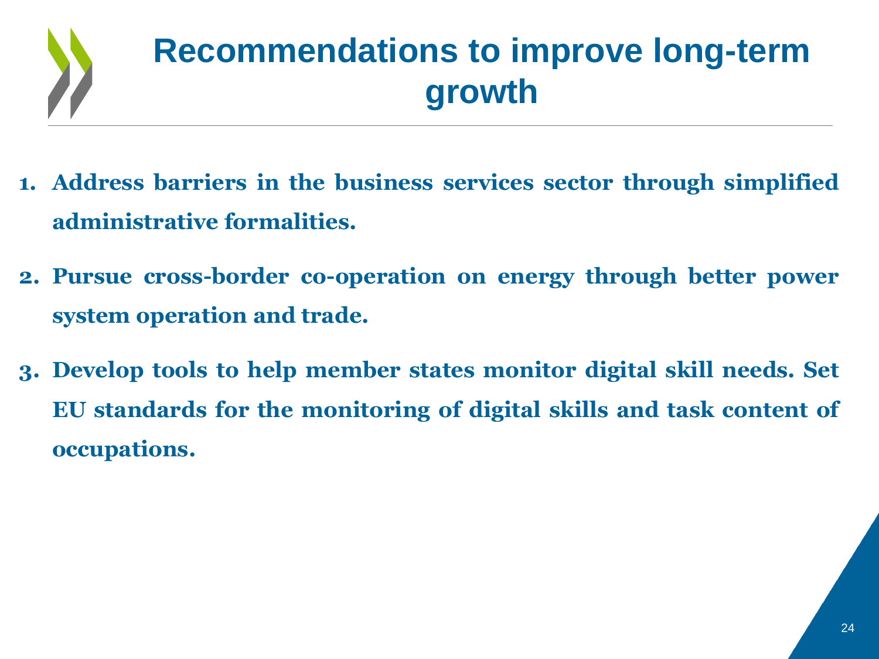# Recommendations to improve long-term growth

1. **Address barriers in the business services sector through simplified administrative formalities.**

2. **Pursue cross-border co-operation on energy through better power system operation and trade.**

3. **Develop tools to help member states monitor digital skill needs. Set EU standards for the monitoring of digital skills and task content of occupations.**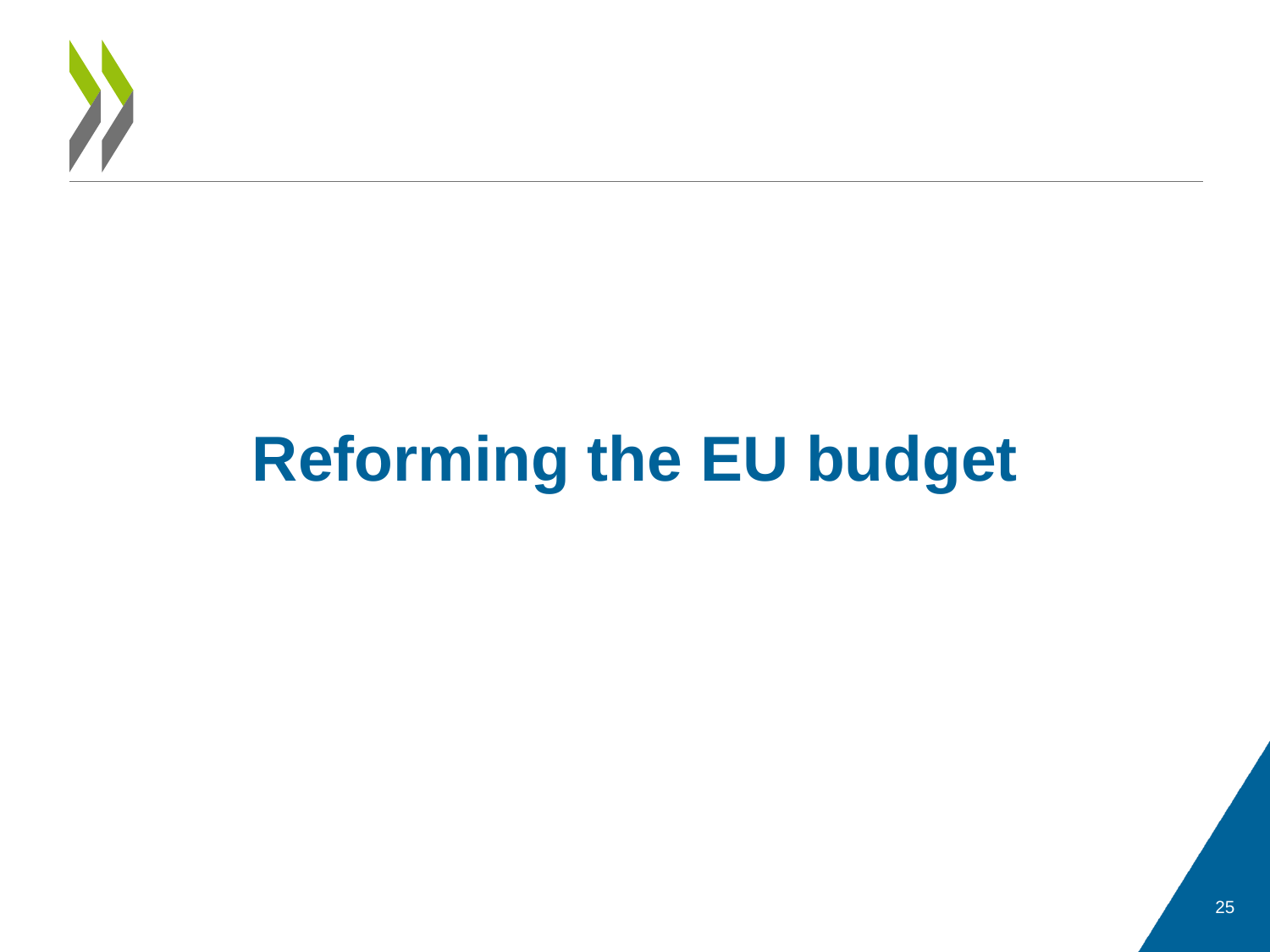# Reforming the EU budget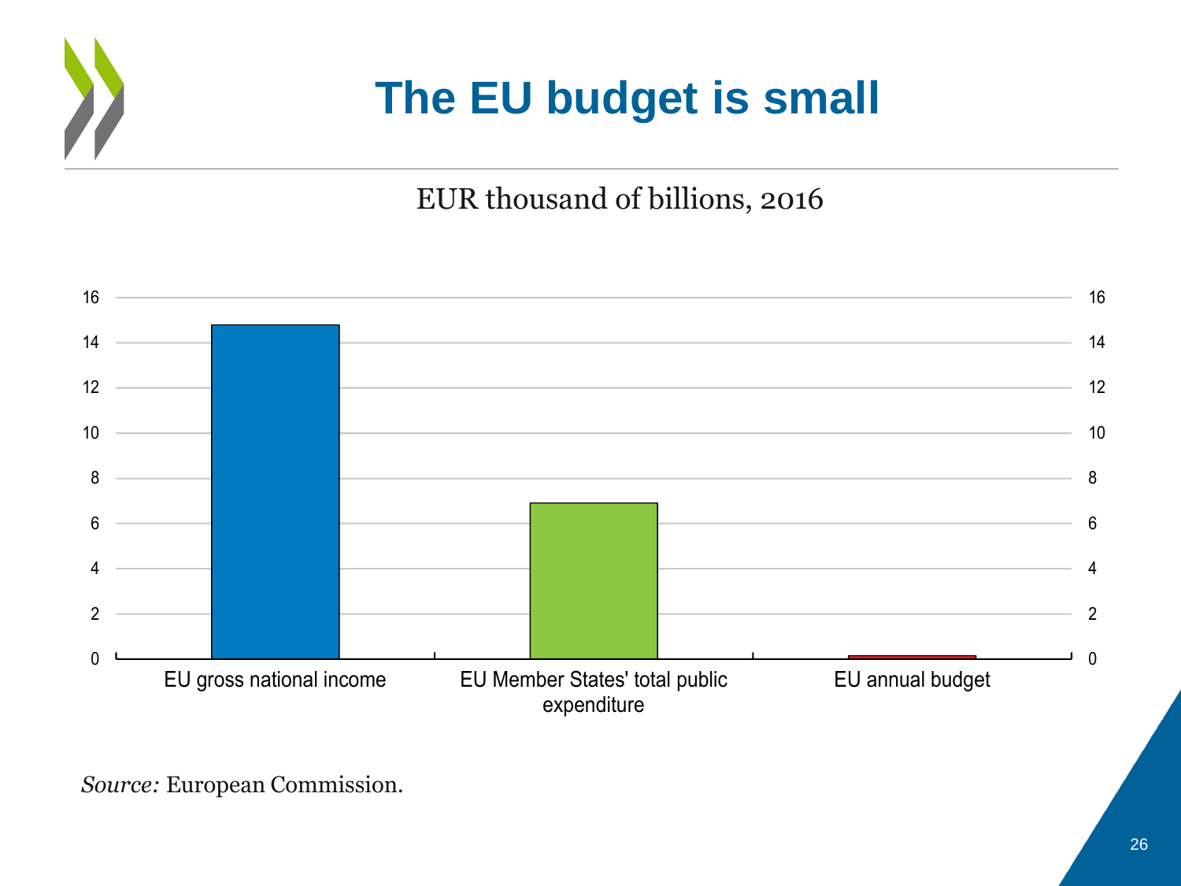# The EU budget is small

EUR thousand of billions, 2016

| | EU gross national income | EU Member States' total public expenditure | EU annual budget |
|---|---|---|---|
| EUR thousand of billions | ~14.8 | ~6.9 | ~0.15 |

*Source:* European Commission.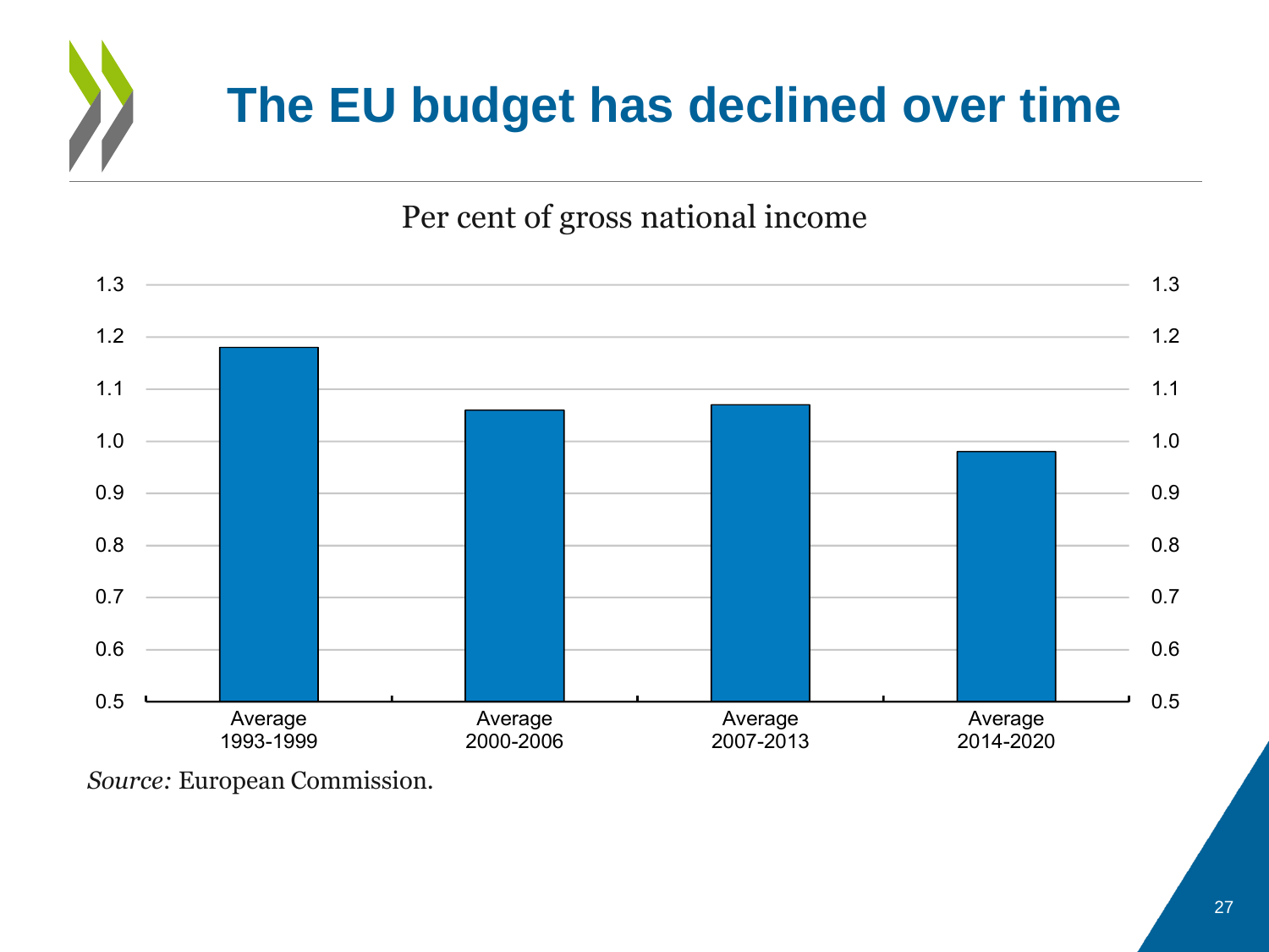# The EU budget has declined over time

Per cent of gross national income

| Period | Per cent of GNI |
| --- | --- |
| Average 1993-1999 | 1.18 |
| Average 2000-2006 | 1.06 |
| Average 2007-2013 | 1.07 |
| Average 2014-2020 | 0.98 |

*Source:* European Commission.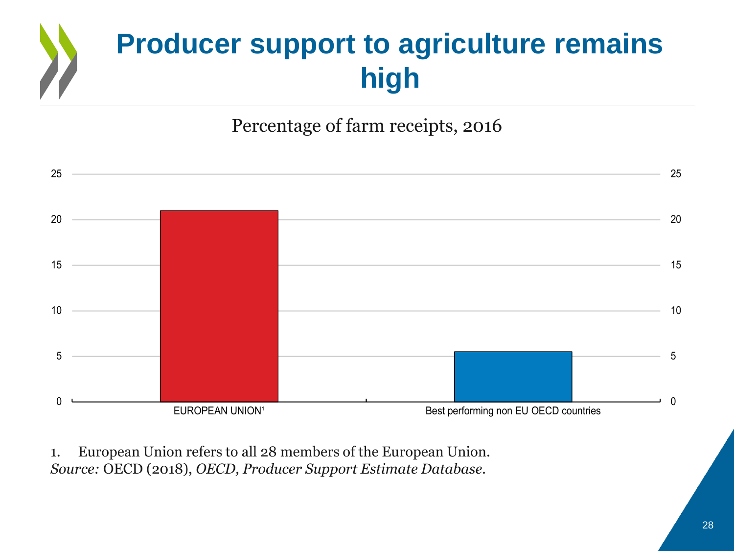# Producer support to agriculture remains high

Percentage of farm receipts, 2016

| | Value |
|---|---|
| EUROPEAN UNION[1] | ~21 |
| Best performing non EU OECD countries | ~5.5 |

1. European Union refers to all 28 members of the European Union.

*Source:* OECD (2018), *OECD, Producer Support Estimate Database.*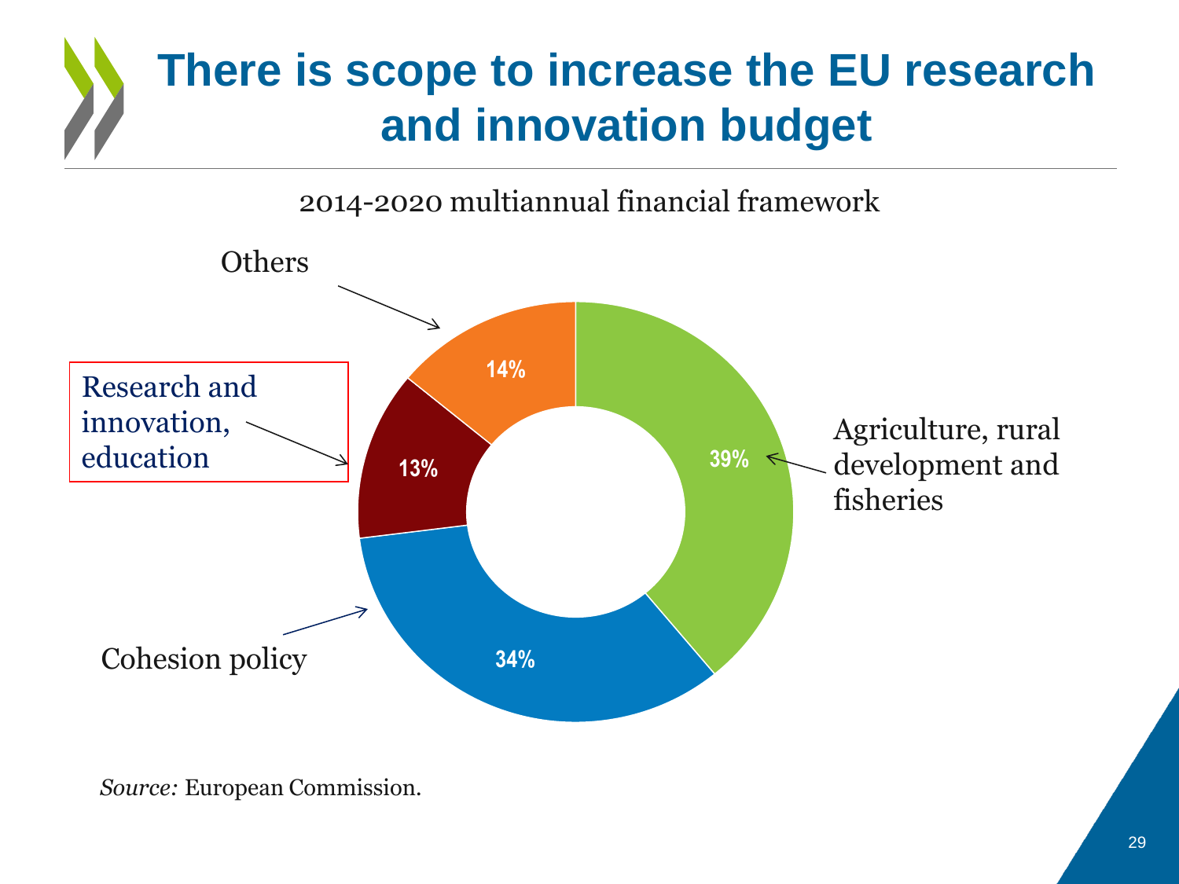# There is scope to increase the EU research and innovation budget

2014-2020 multiannual financial framework

| Category | Share |
| --- | --- |
| Agriculture, rural development and fisheries | 39% |
| Cohesion policy | 34% |
| Research and innovation, education | 13% |
| Others | 14% |

*Source:* European Commission.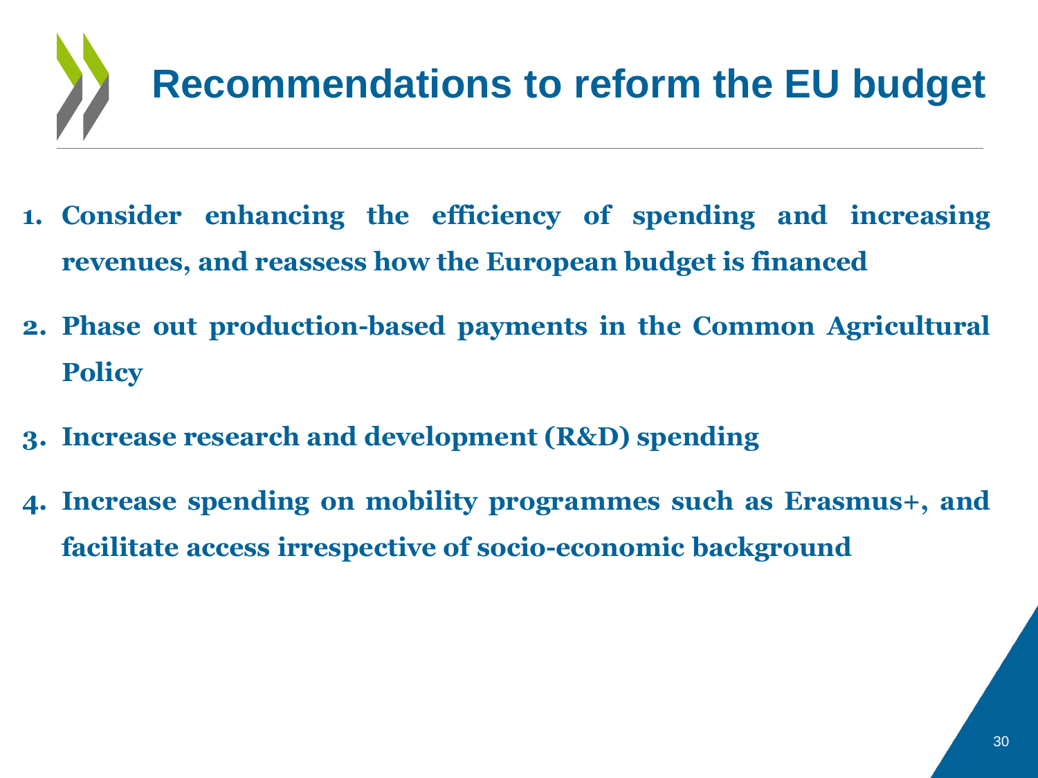# Recommendations to reform the EU budget

1. **Consider enhancing the efficiency of spending and increasing revenues, and reassess how the European budget is financed**
2. **Phase out production-based payments in the Common Agricultural Policy**
3. **Increase research and development (R&D) spending**
4. **Increase spending on mobility programmes such as Erasmus+, and facilitate access irrespective of socio-economic background**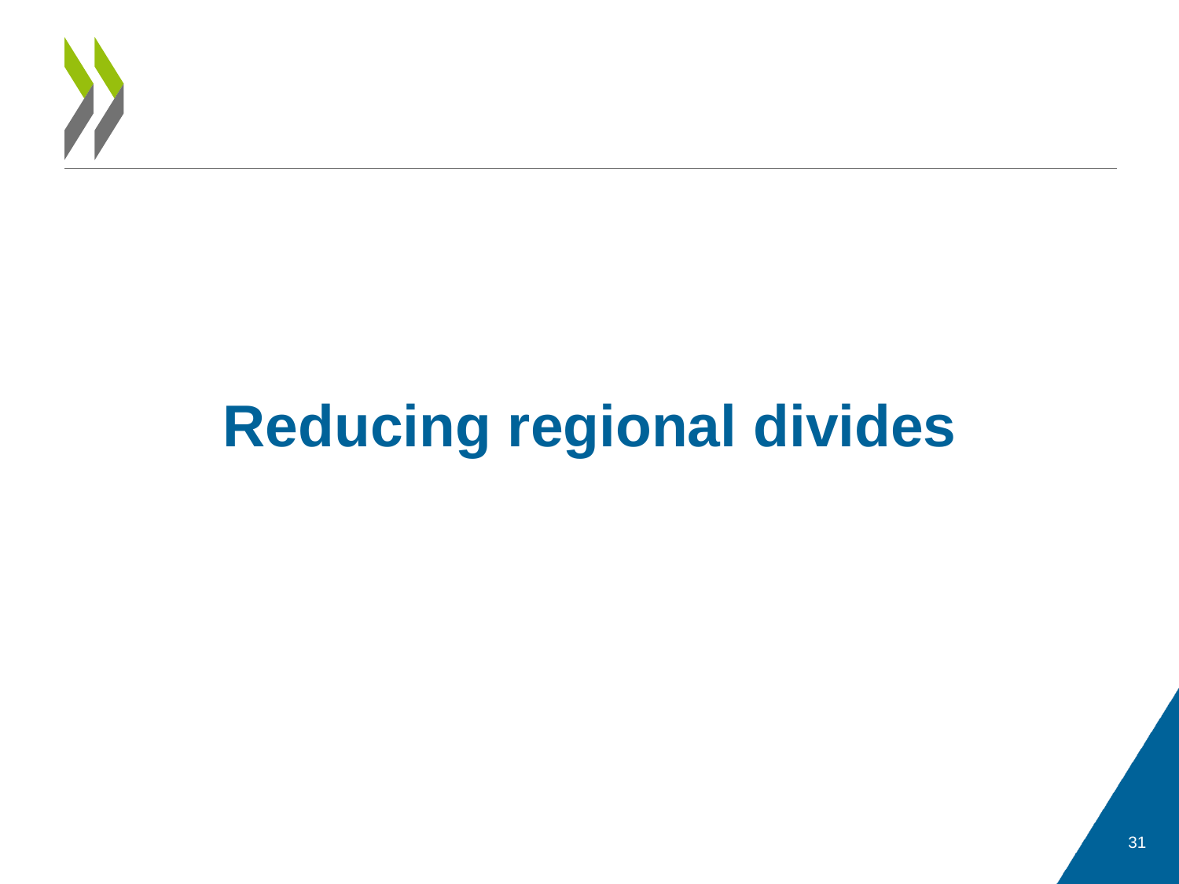# Reducing regional divides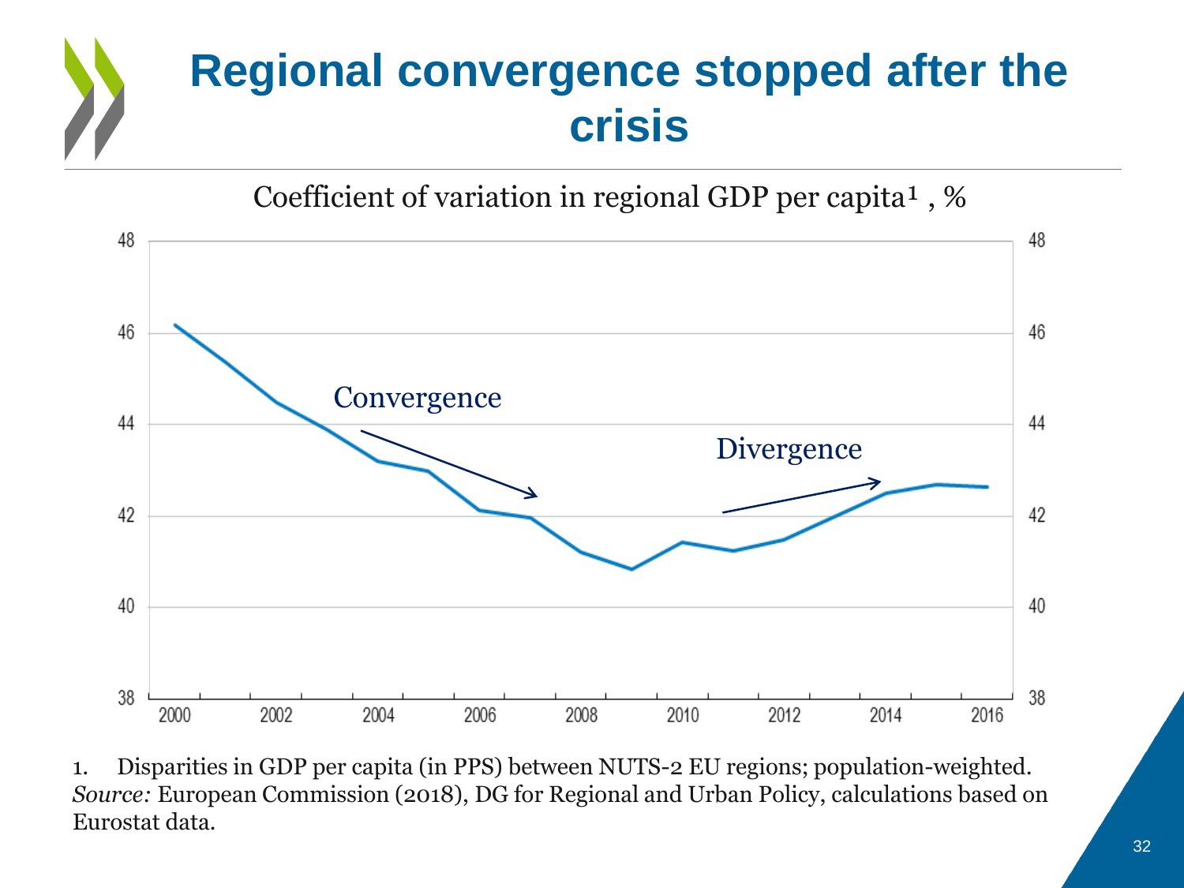# Regional convergence stopped after the crisis

Coefficient of variation in regional GDP per capita[1] , %

1. Disparities in GDP per capita (in PPS) between NUTS-2 EU regions; population-weighted.

*Source:* European Commission (2018), DG for Regional and Urban Policy, calculations based on Eurostat data.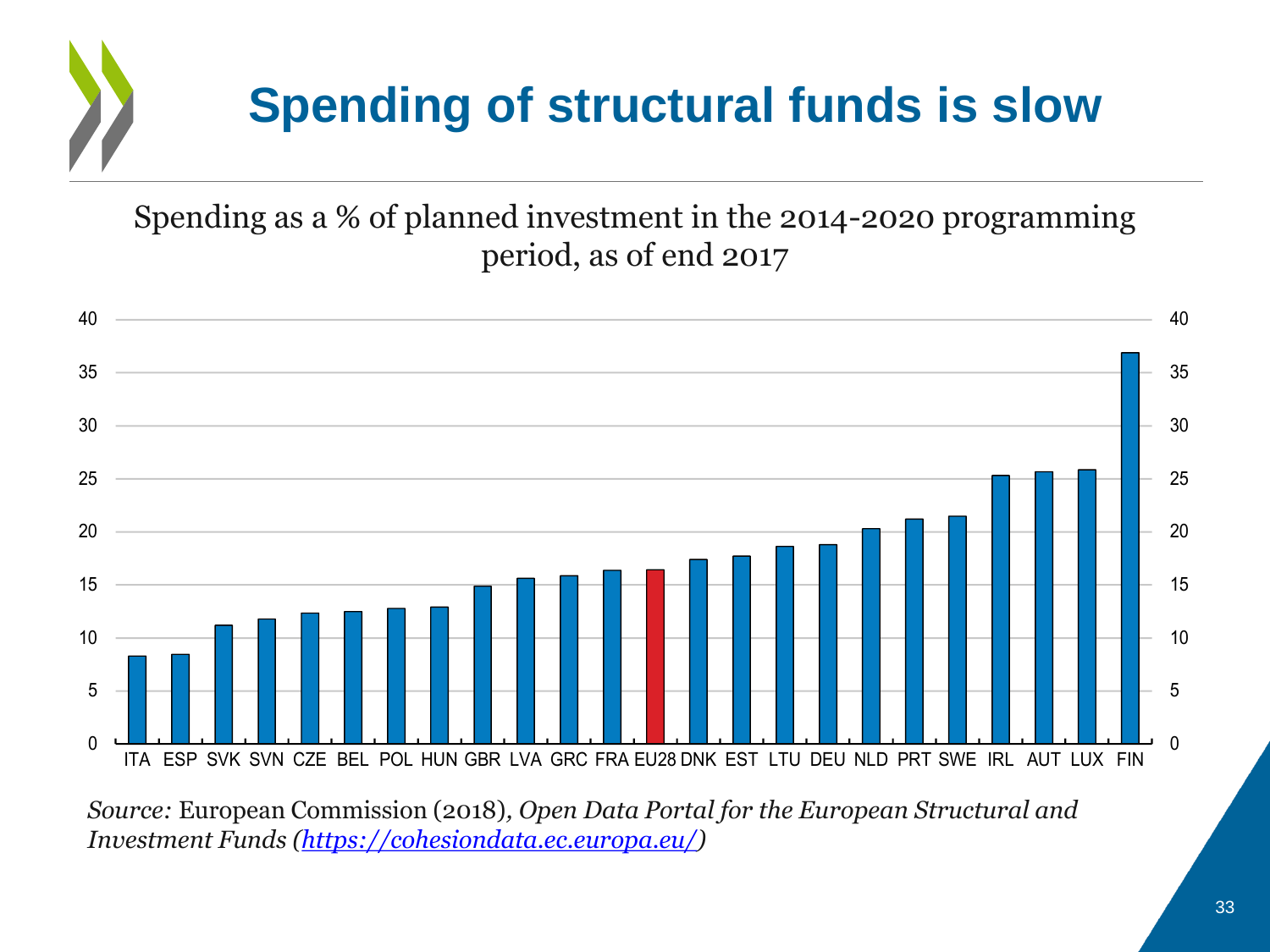# Spending of structural funds is slow

Spending as a % of planned investment in the 2014-2020 programming period, as of end 2017

| Country | Value |
|---|---|
| ITA | 8.3 |
| ESP | 8.4 |
| SVK | 11.2 |
| SVN | 11.8 |
| CZE | 12.3 |
| BEL | 12.5 |
| POL | 12.8 |
| HUN | 12.9 |
| GBR | 14.8 |
| LVA | 15.6 |
| GRC | 15.8 |
| FRA | 16.3 |
| EU28 | 16.4 |
| DNK | 17.4 |
| EST | 17.7 |
| LTU | 18.6 |
| DEU | 18.8 |
| NLD | 20.3 |
| PRT | 21.2 |
| SWE | 21.5 |
| IRL | 25.3 |
| AUT | 25.6 |
| LUX | 25.8 |
| FIN | 36.9 |

*Source:* European Commission (2018), *Open Data Portal for the European Structural and Investment Funds (https://cohesiondata.ec.europa.eu/)*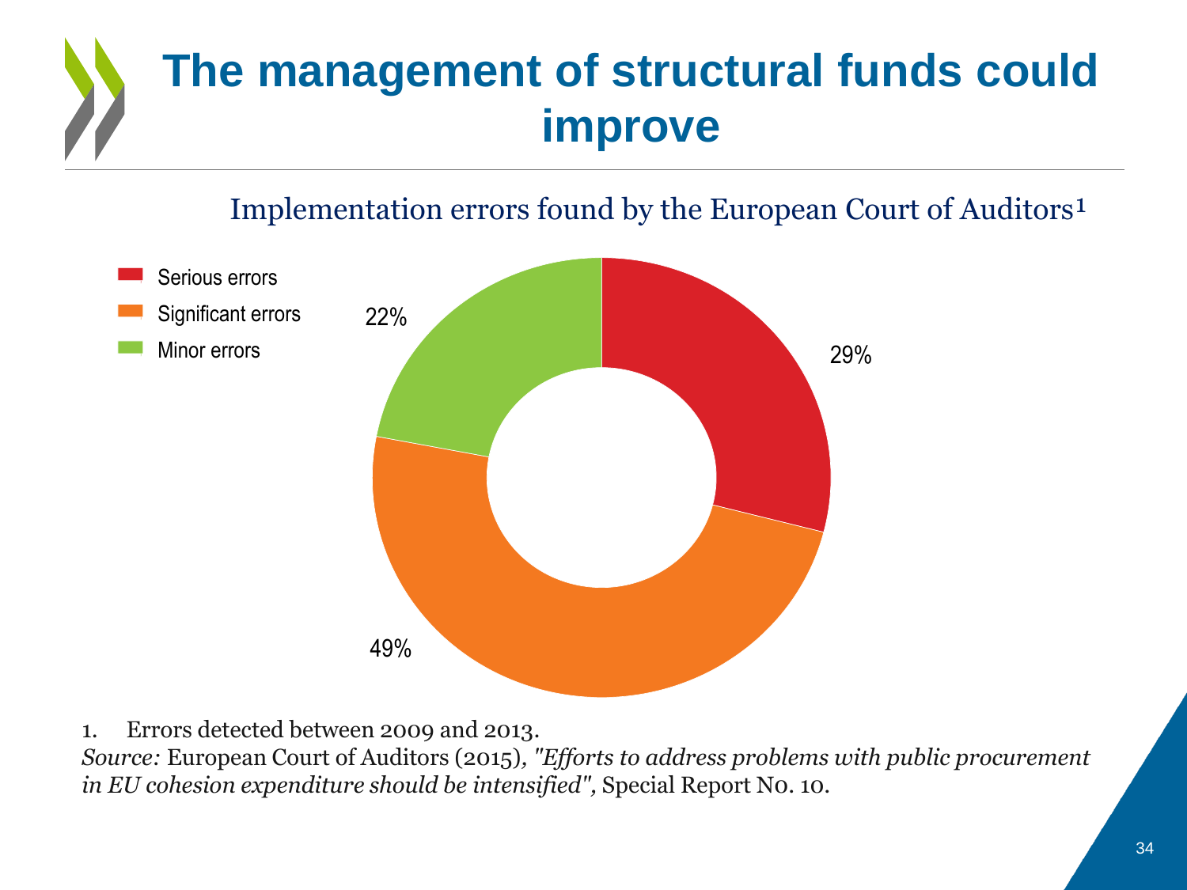# The management of structural funds could improve

Implementation errors found by the European Court of Auditors[1]

- Serious errors: 29%
- Significant errors: 49%
- Minor errors: 22%

1. Errors detected between 2009 and 2013.

*Source:* European Court of Auditors (2015), *"Efforts to address problems with public procurement in EU cohesion expenditure should be intensified",* Special Report No. 10.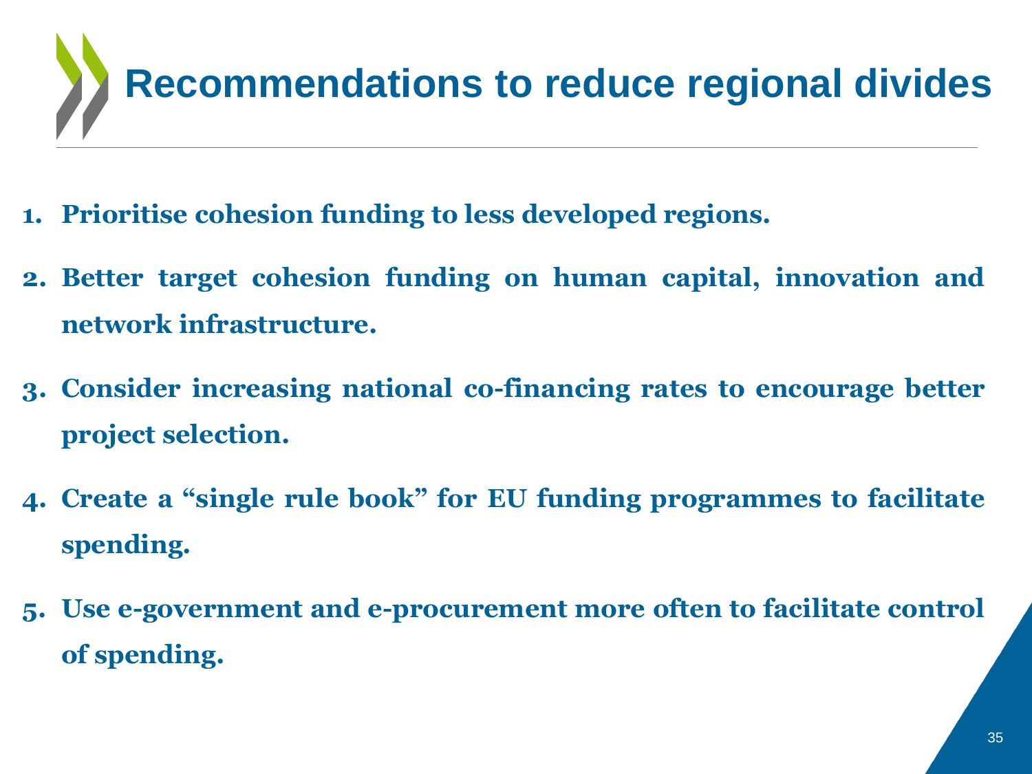# Recommendations to reduce regional divides

1. **Prioritise cohesion funding to less developed regions.**
2. **Better target cohesion funding on human capital, innovation and network infrastructure.**
3. **Consider increasing national co-financing rates to encourage better project selection.**
4. **Create a “single rule book” for EU funding programmes to facilitate spending.**
5. **Use e-government and e-procurement more often to facilitate control of spending.**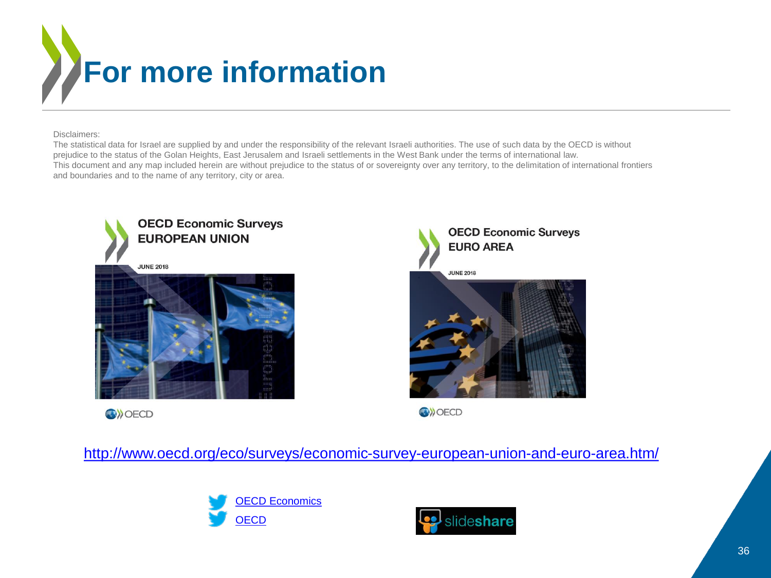# For more information

Disclaimers:
The statistical data for Israel are supplied by and under the responsibility of the relevant Israeli authorities. The use of such data by the OECD is without prejudice to the status of the Golan Heights, East Jerusalem and Israeli settlements in the West Bank under the terms of international law.
This document and any map included herein are without prejudice to the status of or sovereignty over any territory, to the delimitation of international frontiers and boundaries and to the name of any territory, city or area.

**OECD Economic Surveys**
**EUROPEAN UNION**
JUNE 2018

OECD

**OECD Economic Surveys**
**EURO AREA**
JUNE 2018

OECD

http://www.oecd.org/eco/surveys/economic-survey-european-union-and-euro-area.htm/

OECD Economics
OECD

slideshare